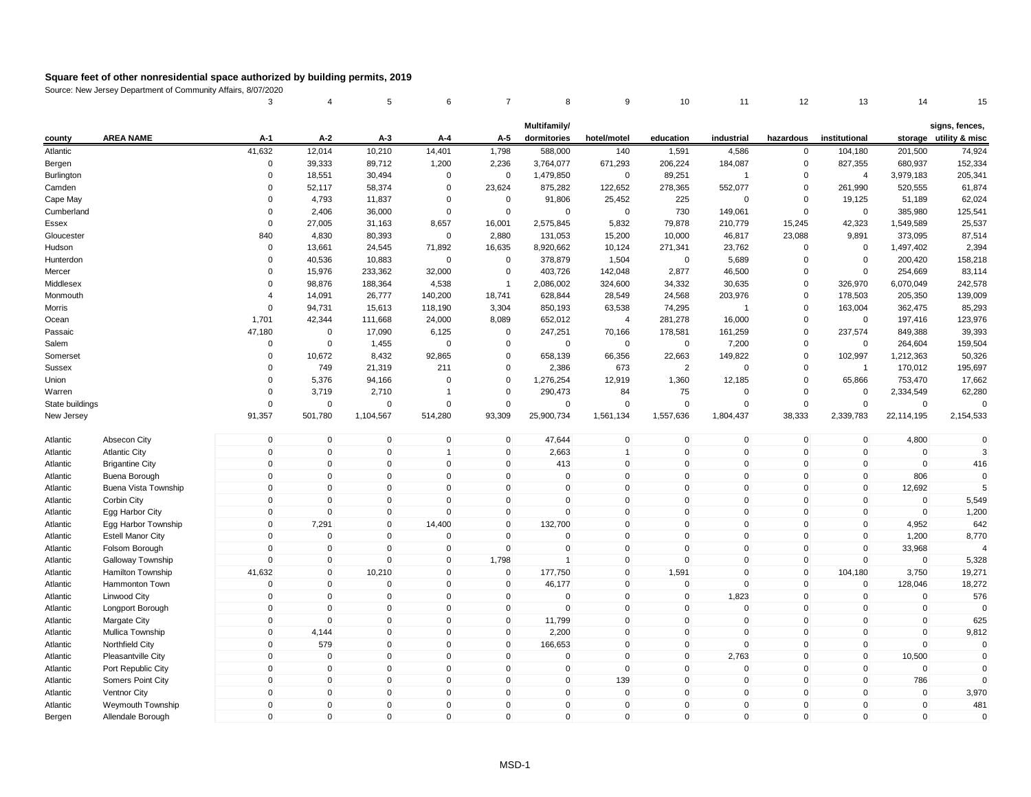# Square feet of other nonresidential space authorized by building permits, 2019

Source: New Jersey Department of Community Affairs, 8/07/2020

| | | 3 | 4 | 5 | 6 | 7 | 8 | 9 | 10 | 11 | 12 | 13 | 14 | 15 |
|---|---|---|---|---|---|---|---|---|---|---|---|---|---|---|
| county | AREA NAME | A-1 | A-2 | A-3 | A-4 | A-5 | Multifamily/ dormitories | hotel/motel | education | industrial | hazardous | institutional | storage | signs, fences, utility & misc |
| Atlantic | | 41,632 | 12,014 | 10,210 | 14,401 | 1,798 | 588,000 | 140 | 1,591 | 4,586 | 0 | 104,180 | 201,500 | 74,924 |
| Bergen | | 0 | 39,333 | 89,712 | 1,200 | 2,236 | 3,764,077 | 671,293 | 206,224 | 184,087 | 0 | 827,355 | 680,937 | 152,334 |
| Burlington | | 0 | 18,551 | 30,494 | 0 | 0 | 1,479,850 | 0 | 89,251 | 1 | 0 | 4 | 3,979,183 | 205,341 |
| Camden | | 0 | 52,117 | 58,374 | 0 | 23,624 | 875,282 | 122,652 | 278,365 | 552,077 | 0 | 261,990 | 520,555 | 61,874 |
| Cape May | | 0 | 4,793 | 11,837 | 0 | 0 | 91,806 | 25,452 | 225 | 0 | 0 | 19,125 | 51,189 | 62,024 |
| Cumberland | | 0 | 2,406 | 36,000 | 0 | 0 | 0 | 0 | 730 | 149,061 | 0 | 0 | 385,980 | 125,541 |
| Essex | | 0 | 27,005 | 31,163 | 8,657 | 16,001 | 2,575,845 | 5,832 | 79,878 | 210,779 | 15,245 | 42,323 | 1,549,589 | 25,537 |
| Gloucester | | 840 | 4,830 | 80,393 | 0 | 2,880 | 131,053 | 15,200 | 10,000 | 46,817 | 23,088 | 9,891 | 373,095 | 87,514 |
| Hudson | | 0 | 13,661 | 24,545 | 71,892 | 16,635 | 8,920,662 | 10,124 | 271,341 | 23,762 | 0 | 0 | 1,497,402 | 2,394 |
| Hunterdon | | 0 | 40,536 | 10,883 | 0 | 0 | 378,879 | 1,504 | 0 | 5,689 | 0 | 0 | 200,420 | 158,218 |
| Mercer | | 0 | 15,976 | 233,362 | 32,000 | 0 | 403,726 | 142,048 | 2,877 | 46,500 | 0 | 0 | 254,669 | 83,114 |
| Middlesex | | 0 | 98,876 | 188,364 | 4,538 | 1 | 2,086,002 | 324,600 | 34,332 | 30,635 | 0 | 326,970 | 6,070,049 | 242,578 |
| Monmouth | | 4 | 14,091 | 26,777 | 140,200 | 18,741 | 628,844 | 28,549 | 24,568 | 203,976 | 0 | 178,503 | 205,350 | 139,009 |
| Morris | | 0 | 94,731 | 15,613 | 118,190 | 3,304 | 850,193 | 63,538 | 74,295 | 1 | 0 | 163,004 | 362,475 | 85,293 |
| Ocean | | 1,701 | 42,344 | 111,668 | 24,000 | 8,089 | 652,012 | 4 | 281,278 | 16,000 | 0 | 0 | 197,416 | 123,976 |
| Passaic | | 47,180 | 0 | 17,090 | 6,125 | 0 | 247,251 | 70,166 | 178,581 | 161,259 | 0 | 237,574 | 849,388 | 39,393 |
| Salem | | 0 | 0 | 1,455 | 0 | 0 | 0 | 0 | 0 | 7,200 | 0 | 0 | 264,604 | 159,504 |
| Somerset | | 0 | 10,672 | 8,432 | 92,865 | 0 | 658,139 | 66,356 | 22,663 | 149,822 | 0 | 102,997 | 1,212,363 | 50,326 |
| Sussex | | 0 | 749 | 21,319 | 211 | 0 | 2,386 | 673 | 2 | 0 | 0 | 1 | 170,012 | 195,697 |
| Union | | 0 | 5,376 | 94,166 | 0 | 0 | 1,276,254 | 12,919 | 1,360 | 12,185 | 0 | 65,866 | 753,470 | 17,662 |
| Warren | | 0 | 3,719 | 2,710 | 1 | 0 | 290,473 | 84 | 75 | 0 | 0 | 0 | 2,334,549 | 62,280 |
| State buildings | | 0 | 0 | 0 | 0 | 0 | 0 | 0 | 0 | 0 | 0 | 0 | 0 | 0 |
| New Jersey | | 91,357 | 501,780 | 1,104,567 | 514,280 | 93,309 | 25,900,734 | 1,561,134 | 1,557,636 | 1,804,437 | 38,333 | 2,339,783 | 22,114,195 | 2,154,533 |
| Atlantic | Absecon City | 0 | 0 | 0 | 0 | 0 | 47,644 | 0 | 0 | 0 | 0 | 0 | 4,800 | 0 |
| Atlantic | Atlantic City | 0 | 0 | 0 | 1 | 0 | 2,663 | 1 | 0 | 0 | 0 | 0 | 0 | 3 |
| Atlantic | Brigantine City | 0 | 0 | 0 | 0 | 0 | 413 | 0 | 0 | 0 | 0 | 0 | 0 | 416 |
| Atlantic | Buena Borough | 0 | 0 | 0 | 0 | 0 | 0 | 0 | 0 | 0 | 0 | 0 | 806 | 0 |
| Atlantic | Buena Vista Township | 0 | 0 | 0 | 0 | 0 | 0 | 0 | 0 | 0 | 0 | 0 | 12,692 | 5 |
| Atlantic | Corbin City | 0 | 0 | 0 | 0 | 0 | 0 | 0 | 0 | 0 | 0 | 0 | 0 | 5,549 |
| Atlantic | Egg Harbor City | 0 | 0 | 0 | 0 | 0 | 0 | 0 | 0 | 0 | 0 | 0 | 0 | 1,200 |
| Atlantic | Egg Harbor Township | 0 | 7,291 | 0 | 14,400 | 0 | 132,700 | 0 | 0 | 0 | 0 | 0 | 4,952 | 642 |
| Atlantic | Estell Manor City | 0 | 0 | 0 | 0 | 0 | 0 | 0 | 0 | 0 | 0 | 0 | 1,200 | 8,770 |
| Atlantic | Folsom Borough | 0 | 0 | 0 | 0 | 0 | 0 | 0 | 0 | 0 | 0 | 0 | 33,968 | 4 |
| Atlantic | Galloway Township | 0 | 0 | 0 | 0 | 1,798 | 1 | 0 | 0 | 0 | 0 | 0 | 0 | 5,328 |
| Atlantic | Hamilton Township | 41,632 | 0 | 10,210 | 0 | 0 | 177,750 | 0 | 1,591 | 0 | 0 | 104,180 | 3,750 | 19,271 |
| Atlantic | Hammonton Town | 0 | 0 | 0 | 0 | 0 | 46,177 | 0 | 0 | 0 | 0 | 0 | 128,046 | 18,272 |
| Atlantic | Linwood City | 0 | 0 | 0 | 0 | 0 | 0 | 0 | 0 | 1,823 | 0 | 0 | 0 | 576 |
| Atlantic | Longport Borough | 0 | 0 | 0 | 0 | 0 | 0 | 0 | 0 | 0 | 0 | 0 | 0 | 0 |
| Atlantic | Margate City | 0 | 0 | 0 | 0 | 0 | 11,799 | 0 | 0 | 0 | 0 | 0 | 0 | 625 |
| Atlantic | Mullica Township | 0 | 4,144 | 0 | 0 | 0 | 2,200 | 0 | 0 | 0 | 0 | 0 | 0 | 9,812 |
| Atlantic | Northfield City | 0 | 579 | 0 | 0 | 0 | 166,653 | 0 | 0 | 0 | 0 | 0 | 0 | 0 |
| Atlantic | Pleasantville City | 0 | 0 | 0 | 0 | 0 | 0 | 0 | 0 | 2,763 | 0 | 0 | 10,500 | 0 |
| Atlantic | Port Republic City | 0 | 0 | 0 | 0 | 0 | 0 | 0 | 0 | 0 | 0 | 0 | 0 | 0 |
| Atlantic | Somers Point City | 0 | 0 | 0 | 0 | 0 | 0 | 139 | 0 | 0 | 0 | 0 | 786 | 0 |
| Atlantic | Ventnor City | 0 | 0 | 0 | 0 | 0 | 0 | 0 | 0 | 0 | 0 | 0 | 0 | 3,970 |
| Atlantic | Weymouth Township | 0 | 0 | 0 | 0 | 0 | 0 | 0 | 0 | 0 | 0 | 0 | 0 | 481 |
| Bergen | Allendale Borough | 0 | 0 | 0 | 0 | 0 | 0 | 0 | 0 | 0 | 0 | 0 | 0 | 0 |

MSD-1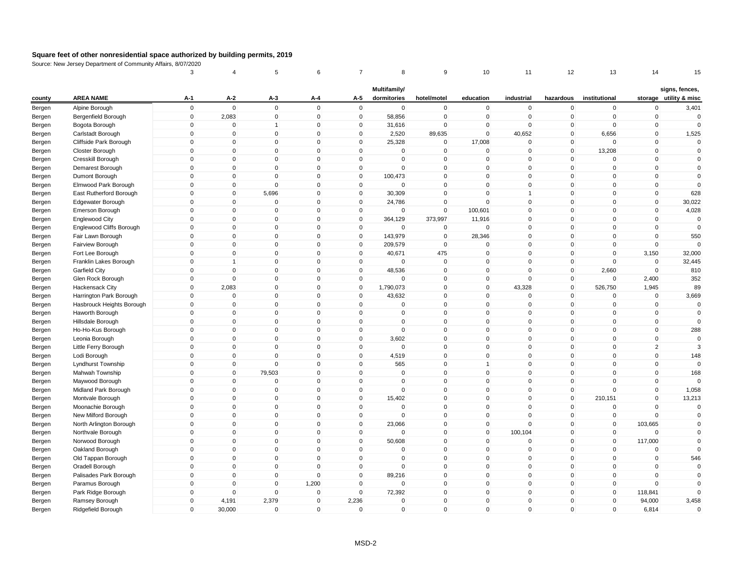**Square feet of other nonresidential space authorized by building permits, 2019**

Source: New Jersey Department of Community Affairs, 8/07/2020

| | | 3 | 4 | 5 | 6 | 7 | 8 | 9 | 10 | 11 | 12 | 13 | 14 | 15 |
|---|---|---|---|---|---|---|---|---|---|---|---|---|---|---|
| **county** | **AREA NAME** | **A-1** | **A-2** | **A-3** | **A-4** | **A-5** | **Multifamily/ dormitories** | **hotel/motel** | **education** | **industrial** | **hazardous** | **institutional** | **storage** | **signs, fences, utility & misc** |
| Bergen | Alpine Borough | 0 | 0 | 0 | 0 | 0 | 0 | 0 | 0 | 0 | 0 | 0 | 0 | 3,401 |
| Bergen | Bergenfield Borough | 0 | 2,083 | 0 | 0 | 0 | 58,856 | 0 | 0 | 0 | 0 | 0 | 0 | 0 |
| Bergen | Bogota Borough | 0 | 0 | 1 | 0 | 0 | 31,616 | 0 | 0 | 0 | 0 | 0 | 0 | 0 |
| Bergen | Carlstadt Borough | 0 | 0 | 0 | 0 | 0 | 2,520 | 89,635 | 0 | 40,652 | 0 | 6,656 | 0 | 1,525 |
| Bergen | Cliffside Park Borough | 0 | 0 | 0 | 0 | 0 | 25,328 | 0 | 17,008 | 0 | 0 | 0 | 0 | 0 |
| Bergen | Closter Borough | 0 | 0 | 0 | 0 | 0 | 0 | 0 | 0 | 0 | 0 | 13,208 | 0 | 0 |
| Bergen | Cresskill Borough | 0 | 0 | 0 | 0 | 0 | 0 | 0 | 0 | 0 | 0 | 0 | 0 | 0 |
| Bergen | Demarest Borough | 0 | 0 | 0 | 0 | 0 | 0 | 0 | 0 | 0 | 0 | 0 | 0 | 0 |
| Bergen | Dumont Borough | 0 | 0 | 0 | 0 | 0 | 100,473 | 0 | 0 | 0 | 0 | 0 | 0 | 0 |
| Bergen | Elmwood Park Borough | 0 | 0 | 0 | 0 | 0 | 0 | 0 | 0 | 0 | 0 | 0 | 0 | 0 |
| Bergen | East Rutherford Borough | 0 | 0 | 5,696 | 0 | 0 | 30,309 | 0 | 0 | 1 | 0 | 0 | 0 | 628 |
| Bergen | Edgewater Borough | 0 | 0 | 0 | 0 | 0 | 24,786 | 0 | 0 | 0 | 0 | 0 | 0 | 30,022 |
| Bergen | Emerson Borough | 0 | 0 | 0 | 0 | 0 | 0 | 0 | 100,601 | 0 | 0 | 0 | 0 | 4,028 |
| Bergen | Englewood City | 0 | 0 | 0 | 0 | 0 | 364,129 | 373,997 | 11,916 | 0 | 0 | 0 | 0 | 0 |
| Bergen | Englewood Cliffs Borough | 0 | 0 | 0 | 0 | 0 | 0 | 0 | 0 | 0 | 0 | 0 | 0 | 0 |
| Bergen | Fair Lawn Borough | 0 | 0 | 0 | 0 | 0 | 143,979 | 0 | 28,346 | 0 | 0 | 0 | 0 | 550 |
| Bergen | Fairview Borough | 0 | 0 | 0 | 0 | 0 | 209,579 | 0 | 0 | 0 | 0 | 0 | 0 | 0 |
| Bergen | Fort Lee Borough | 0 | 0 | 0 | 0 | 0 | 40,671 | 475 | 0 | 0 | 0 | 0 | 3,150 | 32,000 |
| Bergen | Franklin Lakes Borough | 0 | 1 | 0 | 0 | 0 | 0 | 0 | 0 | 0 | 0 | 0 | 0 | 32,445 |
| Bergen | Garfield City | 0 | 0 | 0 | 0 | 0 | 48,536 | 0 | 0 | 0 | 0 | 2,660 | 0 | 810 |
| Bergen | Glen Rock Borough | 0 | 0 | 0 | 0 | 0 | 0 | 0 | 0 | 0 | 0 | 0 | 2,400 | 352 |
| Bergen | Hackensack City | 0 | 2,083 | 0 | 0 | 0 | 1,790,073 | 0 | 0 | 43,328 | 0 | 526,750 | 1,945 | 89 |
| Bergen | Harrington Park Borough | 0 | 0 | 0 | 0 | 0 | 43,632 | 0 | 0 | 0 | 0 | 0 | 0 | 3,669 |
| Bergen | Hasbrouck Heights Borough | 0 | 0 | 0 | 0 | 0 | 0 | 0 | 0 | 0 | 0 | 0 | 0 | 0 |
| Bergen | Haworth Borough | 0 | 0 | 0 | 0 | 0 | 0 | 0 | 0 | 0 | 0 | 0 | 0 | 0 |
| Bergen | Hillsdale Borough | 0 | 0 | 0 | 0 | 0 | 0 | 0 | 0 | 0 | 0 | 0 | 0 | 0 |
| Bergen | Ho-Ho-Kus Borough | 0 | 0 | 0 | 0 | 0 | 0 | 0 | 0 | 0 | 0 | 0 | 0 | 288 |
| Bergen | Leonia Borough | 0 | 0 | 0 | 0 | 0 | 3,602 | 0 | 0 | 0 | 0 | 0 | 0 | 0 |
| Bergen | Little Ferry Borough | 0 | 0 | 0 | 0 | 0 | 0 | 0 | 0 | 0 | 0 | 0 | 2 | 3 |
| Bergen | Lodi Borough | 0 | 0 | 0 | 0 | 0 | 4,519 | 0 | 0 | 0 | 0 | 0 | 0 | 148 |
| Bergen | Lyndhurst Township | 0 | 0 | 0 | 0 | 0 | 565 | 0 | 1 | 0 | 0 | 0 | 0 | 0 |
| Bergen | Mahwah Township | 0 | 0 | 79,503 | 0 | 0 | 0 | 0 | 0 | 0 | 0 | 0 | 0 | 168 |
| Bergen | Maywood Borough | 0 | 0 | 0 | 0 | 0 | 0 | 0 | 0 | 0 | 0 | 0 | 0 | 0 |
| Bergen | Midland Park Borough | 0 | 0 | 0 | 0 | 0 | 0 | 0 | 0 | 0 | 0 | 0 | 0 | 1,058 |
| Bergen | Montvale Borough | 0 | 0 | 0 | 0 | 0 | 15,402 | 0 | 0 | 0 | 0 | 210,151 | 0 | 13,213 |
| Bergen | Moonachie Borough | 0 | 0 | 0 | 0 | 0 | 0 | 0 | 0 | 0 | 0 | 0 | 0 | 0 |
| Bergen | New Milford Borough | 0 | 0 | 0 | 0 | 0 | 0 | 0 | 0 | 0 | 0 | 0 | 0 | 0 |
| Bergen | North Arlington Borough | 0 | 0 | 0 | 0 | 0 | 23,066 | 0 | 0 | 0 | 0 | 0 | 103,665 | 0 |
| Bergen | Northvale Borough | 0 | 0 | 0 | 0 | 0 | 0 | 0 | 0 | 100,104 | 0 | 0 | 0 | 0 |
| Bergen | Norwood Borough | 0 | 0 | 0 | 0 | 0 | 50,608 | 0 | 0 | 0 | 0 | 0 | 117,000 | 0 |
| Bergen | Oakland Borough | 0 | 0 | 0 | 0 | 0 | 0 | 0 | 0 | 0 | 0 | 0 | 0 | 0 |
| Bergen | Old Tappan Borough | 0 | 0 | 0 | 0 | 0 | 0 | 0 | 0 | 0 | 0 | 0 | 0 | 546 |
| Bergen | Oradell Borough | 0 | 0 | 0 | 0 | 0 | 0 | 0 | 0 | 0 | 0 | 0 | 0 | 0 |
| Bergen | Palisades Park Borough | 0 | 0 | 0 | 0 | 0 | 89,216 | 0 | 0 | 0 | 0 | 0 | 0 | 0 |
| Bergen | Paramus Borough | 0 | 0 | 0 | 1,200 | 0 | 0 | 0 | 0 | 0 | 0 | 0 | 0 | 0 |
| Bergen | Park Ridge Borough | 0 | 0 | 0 | 0 | 0 | 72,392 | 0 | 0 | 0 | 0 | 0 | 118,841 | 0 |
| Bergen | Ramsey Borough | 0 | 4,191 | 2,379 | 0 | 2,236 | 0 | 0 | 0 | 0 | 0 | 0 | 94,000 | 3,458 |
| Bergen | Ridgefield Borough | 0 | 30,000 | 0 | 0 | 0 | 0 | 0 | 0 | 0 | 0 | 0 | 6,814 | 0 |

MSD-2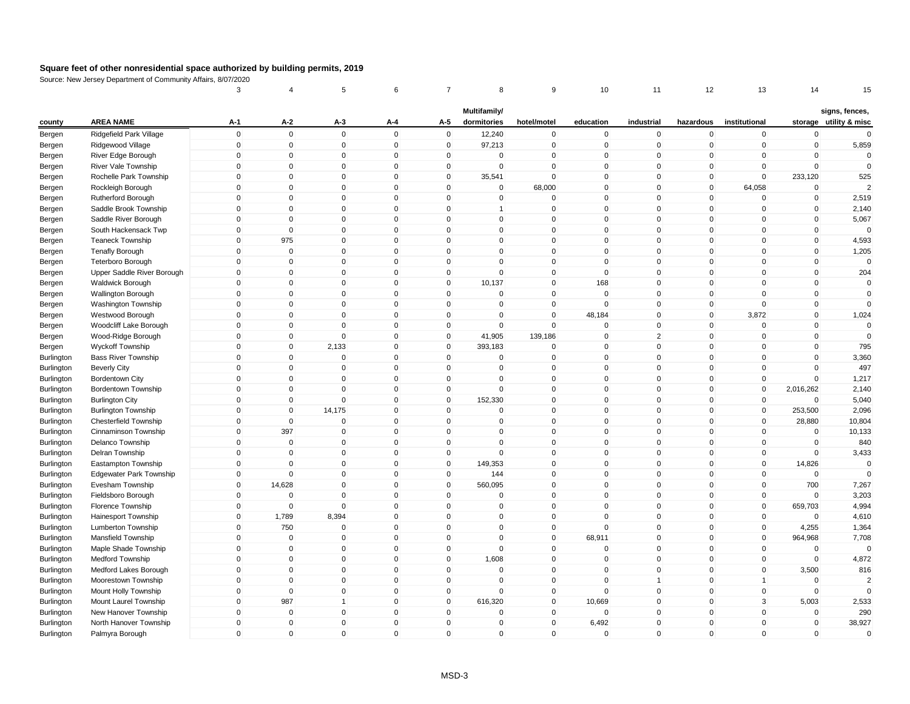## Square feet of other nonresidential space authorized by building permits, 2019

Source: New Jersey Department of Community Affairs, 8/07/2020

| | | 3 | 4 | 5 | 6 | 7 | 8 | 9 | 10 | 11 | 12 | 13 | 14 | 15 |
|---|---|---|---|---|---|---|---|---|---|---|---|---|---|---|
| **county** | **AREA NAME** | **A-1** | **A-2** | **A-3** | **A-4** | **A-5** | **Multifamily/ dormitories** | **hotel/motel** | **education** | **industrial** | **hazardous** | **institutional** | **storage** | **signs, fences, utility & misc** |
| Bergen | Ridgefield Park Village | 0 | 0 | 0 | 0 | 0 | 12,240 | 0 | 0 | 0 | 0 | 0 | 0 | 0 |
| Bergen | Ridgewood Village | 0 | 0 | 0 | 0 | 0 | 97,213 | 0 | 0 | 0 | 0 | 0 | 0 | 5,859 |
| Bergen | River Edge Borough | 0 | 0 | 0 | 0 | 0 | 0 | 0 | 0 | 0 | 0 | 0 | 0 | 0 |
| Bergen | River Vale Township | 0 | 0 | 0 | 0 | 0 | 0 | 0 | 0 | 0 | 0 | 0 | 0 | 0 |
| Bergen | Rochelle Park Township | 0 | 0 | 0 | 0 | 0 | 35,541 | 0 | 0 | 0 | 0 | 0 | 233,120 | 525 |
| Bergen | Rockleigh Borough | 0 | 0 | 0 | 0 | 0 | 0 | 68,000 | 0 | 0 | 0 | 64,058 | 0 | 2 |
| Bergen | Rutherford Borough | 0 | 0 | 0 | 0 | 0 | 0 | 0 | 0 | 0 | 0 | 0 | 0 | 2,519 |
| Bergen | Saddle Brook Township | 0 | 0 | 0 | 0 | 0 | 1 | 0 | 0 | 0 | 0 | 0 | 0 | 2,140 |
| Bergen | Saddle River Borough | 0 | 0 | 0 | 0 | 0 | 0 | 0 | 0 | 0 | 0 | 0 | 0 | 5,067 |
| Bergen | South Hackensack Twp | 0 | 0 | 0 | 0 | 0 | 0 | 0 | 0 | 0 | 0 | 0 | 0 | 0 |
| Bergen | Teaneck Township | 0 | 975 | 0 | 0 | 0 | 0 | 0 | 0 | 0 | 0 | 0 | 0 | 4,593 |
| Bergen | Tenafly Borough | 0 | 0 | 0 | 0 | 0 | 0 | 0 | 0 | 0 | 0 | 0 | 0 | 1,205 |
| Bergen | Teterboro Borough | 0 | 0 | 0 | 0 | 0 | 0 | 0 | 0 | 0 | 0 | 0 | 0 | 0 |
| Bergen | Upper Saddle River Borough | 0 | 0 | 0 | 0 | 0 | 0 | 0 | 0 | 0 | 0 | 0 | 0 | 204 |
| Bergen | Waldwick Borough | 0 | 0 | 0 | 0 | 0 | 10,137 | 0 | 168 | 0 | 0 | 0 | 0 | 0 |
| Bergen | Wallington Borough | 0 | 0 | 0 | 0 | 0 | 0 | 0 | 0 | 0 | 0 | 0 | 0 | 0 |
| Bergen | Washington Township | 0 | 0 | 0 | 0 | 0 | 0 | 0 | 0 | 0 | 0 | 0 | 0 | 0 |
| Bergen | Westwood Borough | 0 | 0 | 0 | 0 | 0 | 0 | 0 | 48,184 | 0 | 0 | 3,872 | 0 | 1,024 |
| Bergen | Woodcliff Lake Borough | 0 | 0 | 0 | 0 | 0 | 0 | 0 | 0 | 0 | 0 | 0 | 0 | 0 |
| Bergen | Wood-Ridge Borough | 0 | 0 | 0 | 0 | 0 | 41,905 | 139,186 | 0 | 2 | 0 | 0 | 0 | 0 |
| Bergen | Wyckoff Township | 0 | 0 | 2,133 | 0 | 0 | 393,183 | 0 | 0 | 0 | 0 | 0 | 0 | 795 |
| Burlington | Bass River Township | 0 | 0 | 0 | 0 | 0 | 0 | 0 | 0 | 0 | 0 | 0 | 0 | 3,360 |
| Burlington | Beverly City | 0 | 0 | 0 | 0 | 0 | 0 | 0 | 0 | 0 | 0 | 0 | 0 | 497 |
| Burlington | Bordentown City | 0 | 0 | 0 | 0 | 0 | 0 | 0 | 0 | 0 | 0 | 0 | 0 | 1,217 |
| Burlington | Bordentown Township | 0 | 0 | 0 | 0 | 0 | 0 | 0 | 0 | 0 | 0 | 0 | 2,016,262 | 2,140 |
| Burlington | Burlington City | 0 | 0 | 0 | 0 | 0 | 152,330 | 0 | 0 | 0 | 0 | 0 | 0 | 5,040 |
| Burlington | Burlington Township | 0 | 0 | 14,175 | 0 | 0 | 0 | 0 | 0 | 0 | 0 | 0 | 253,500 | 2,096 |
| Burlington | Chesterfield Township | 0 | 0 | 0 | 0 | 0 | 0 | 0 | 0 | 0 | 0 | 0 | 28,880 | 10,804 |
| Burlington | Cinnaminson Township | 0 | 397 | 0 | 0 | 0 | 0 | 0 | 0 | 0 | 0 | 0 | 0 | 10,133 |
| Burlington | Delanco Township | 0 | 0 | 0 | 0 | 0 | 0 | 0 | 0 | 0 | 0 | 0 | 0 | 840 |
| Burlington | Delran Township | 0 | 0 | 0 | 0 | 0 | 0 | 0 | 0 | 0 | 0 | 0 | 0 | 3,433 |
| Burlington | Eastampton Township | 0 | 0 | 0 | 0 | 0 | 149,353 | 0 | 0 | 0 | 0 | 0 | 14,826 | 0 |
| Burlington | Edgewater Park Township | 0 | 0 | 0 | 0 | 0 | 144 | 0 | 0 | 0 | 0 | 0 | 0 | 0 |
| Burlington | Evesham Township | 0 | 14,628 | 0 | 0 | 0 | 560,095 | 0 | 0 | 0 | 0 | 0 | 700 | 7,267 |
| Burlington | Fieldsboro Borough | 0 | 0 | 0 | 0 | 0 | 0 | 0 | 0 | 0 | 0 | 0 | 0 | 3,203 |
| Burlington | Florence Township | 0 | 0 | 0 | 0 | 0 | 0 | 0 | 0 | 0 | 0 | 0 | 659,703 | 4,994 |
| Burlington | Hainesport Township | 0 | 1,789 | 8,394 | 0 | 0 | 0 | 0 | 0 | 0 | 0 | 0 | 0 | 4,610 |
| Burlington | Lumberton Township | 0 | 750 | 0 | 0 | 0 | 0 | 0 | 0 | 0 | 0 | 0 | 4,255 | 1,364 |
| Burlington | Mansfield Township | 0 | 0 | 0 | 0 | 0 | 0 | 0 | 68,911 | 0 | 0 | 0 | 964,968 | 7,708 |
| Burlington | Maple Shade Township | 0 | 0 | 0 | 0 | 0 | 0 | 0 | 0 | 0 | 0 | 0 | 0 | 0 |
| Burlington | Medford Township | 0 | 0 | 0 | 0 | 0 | 1,608 | 0 | 0 | 0 | 0 | 0 | 0 | 4,872 |
| Burlington | Medford Lakes Borough | 0 | 0 | 0 | 0 | 0 | 0 | 0 | 0 | 0 | 0 | 0 | 3,500 | 816 |
| Burlington | Moorestown Township | 0 | 0 | 0 | 0 | 0 | 0 | 0 | 0 | 1 | 0 | 1 | 0 | 2 |
| Burlington | Mount Holly Township | 0 | 0 | 0 | 0 | 0 | 0 | 0 | 0 | 0 | 0 | 0 | 0 | 0 |
| Burlington | Mount Laurel Township | 0 | 987 | 1 | 0 | 0 | 616,320 | 0 | 10,669 | 0 | 0 | 3 | 5,003 | 2,533 |
| Burlington | New Hanover Township | 0 | 0 | 0 | 0 | 0 | 0 | 0 | 0 | 0 | 0 | 0 | 0 | 290 |
| Burlington | North Hanover Township | 0 | 0 | 0 | 0 | 0 | 0 | 0 | 6,492 | 0 | 0 | 0 | 0 | 38,927 |
| Burlington | Palmyra Borough | 0 | 0 | 0 | 0 | 0 | 0 | 0 | 0 | 0 | 0 | 0 | 0 | 0 |

MSD-3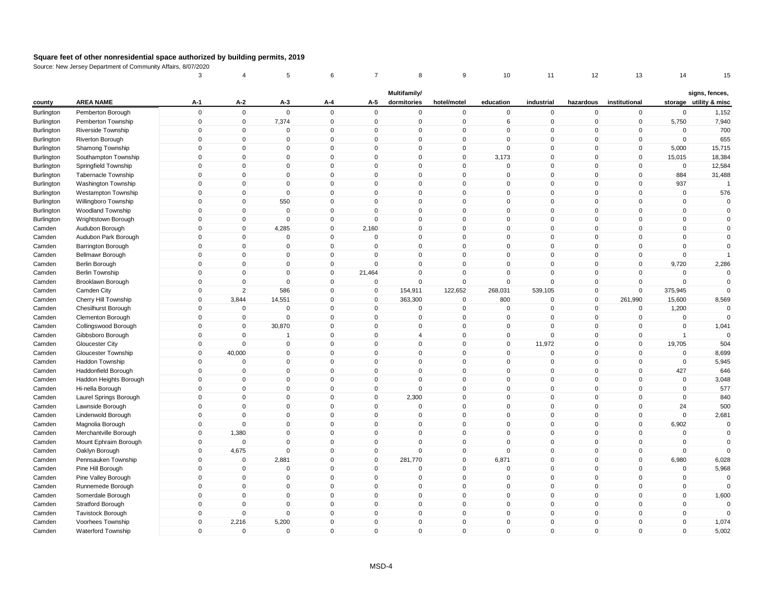# Square feet of other nonresidential space authorized by building permits, 2019

Source: New Jersey Department of Community Affairs, 8/07/2020

| | | 3 | 4 | 5 | 6 | 7 | 8 | 9 | 10 | 11 | 12 | 13 | 14 | 15 |
|---|---|---|---|---|---|---|---|---|---|---|---|---|---|---|
| **county** | **AREA NAME** | **A-1** | **A-2** | **A-3** | **A-4** | **A-5** | **Multifamily/ dormitories** | **hotel/motel** | **education** | **industrial** | **hazardous** | **institutional** | **storage** | **signs, fences, utility & misc** |
| Burlington | Pemberton Borough | 0 | 0 | 0 | 0 | 0 | 0 | 0 | 0 | 0 | 0 | 0 | 0 | 1,152 |
| Burlington | Pemberton Township | 0 | 0 | 7,374 | 0 | 0 | 0 | 0 | 6 | 0 | 0 | 0 | 5,750 | 7,940 |
| Burlington | Riverside Township | 0 | 0 | 0 | 0 | 0 | 0 | 0 | 0 | 0 | 0 | 0 | 0 | 700 |
| Burlington | Riverton Borough | 0 | 0 | 0 | 0 | 0 | 0 | 0 | 0 | 0 | 0 | 0 | 0 | 655 |
| Burlington | Shamong Township | 0 | 0 | 0 | 0 | 0 | 0 | 0 | 0 | 0 | 0 | 0 | 5,000 | 15,715 |
| Burlington | Southampton Township | 0 | 0 | 0 | 0 | 0 | 0 | 0 | 3,173 | 0 | 0 | 0 | 15,015 | 18,384 |
| Burlington | Springfield Township | 0 | 0 | 0 | 0 | 0 | 0 | 0 | 0 | 0 | 0 | 0 | 0 | 12,584 |
| Burlington | Tabernacle Township | 0 | 0 | 0 | 0 | 0 | 0 | 0 | 0 | 0 | 0 | 0 | 884 | 31,488 |
| Burlington | Washington Township | 0 | 0 | 0 | 0 | 0 | 0 | 0 | 0 | 0 | 0 | 0 | 937 | 1 |
| Burlington | Westampton Township | 0 | 0 | 0 | 0 | 0 | 0 | 0 | 0 | 0 | 0 | 0 | 0 | 576 |
| Burlington | Willingboro Township | 0 | 0 | 550 | 0 | 0 | 0 | 0 | 0 | 0 | 0 | 0 | 0 | 0 |
| Burlington | Woodland Township | 0 | 0 | 0 | 0 | 0 | 0 | 0 | 0 | 0 | 0 | 0 | 0 | 0 |
| Burlington | Wrightstown Borough | 0 | 0 | 0 | 0 | 0 | 0 | 0 | 0 | 0 | 0 | 0 | 0 | 0 |
| Camden | Audubon Borough | 0 | 0 | 4,285 | 0 | 2,160 | 0 | 0 | 0 | 0 | 0 | 0 | 0 | 0 |
| Camden | Audubon Park Borough | 0 | 0 | 0 | 0 | 0 | 0 | 0 | 0 | 0 | 0 | 0 | 0 | 0 |
| Camden | Barrington Borough | 0 | 0 | 0 | 0 | 0 | 0 | 0 | 0 | 0 | 0 | 0 | 0 | 0 |
| Camden | Bellmawr Borough | 0 | 0 | 0 | 0 | 0 | 0 | 0 | 0 | 0 | 0 | 0 | 0 | 1 |
| Camden | Berlin Borough | 0 | 0 | 0 | 0 | 0 | 0 | 0 | 0 | 0 | 0 | 0 | 9,720 | 2,286 |
| Camden | Berlin Township | 0 | 0 | 0 | 0 | 21,464 | 0 | 0 | 0 | 0 | 0 | 0 | 0 | 0 |
| Camden | Brooklawn Borough | 0 | 0 | 0 | 0 | 0 | 0 | 0 | 0 | 0 | 0 | 0 | 0 | 0 |
| Camden | Camden City | 0 | 2 | 586 | 0 | 0 | 154,911 | 122,652 | 268,031 | 539,105 | 0 | 0 | 375,945 | 0 |
| Camden | Cherry Hill Township | 0 | 3,844 | 14,551 | 0 | 0 | 363,300 | 0 | 800 | 0 | 0 | 261,990 | 15,600 | 8,569 |
| Camden | Chesilhurst Borough | 0 | 0 | 0 | 0 | 0 | 0 | 0 | 0 | 0 | 0 | 0 | 1,200 | 0 |
| Camden | Clementon Borough | 0 | 0 | 0 | 0 | 0 | 0 | 0 | 0 | 0 | 0 | 0 | 0 | 0 |
| Camden | Collingswood Borough | 0 | 0 | 30,870 | 0 | 0 | 0 | 0 | 0 | 0 | 0 | 0 | 0 | 1,041 |
| Camden | Gibbsboro Borough | 0 | 0 | 1 | 0 | 0 | 4 | 0 | 0 | 0 | 0 | 0 | 1 | 0 |
| Camden | Gloucester City | 0 | 0 | 0 | 0 | 0 | 0 | 0 | 0 | 11,972 | 0 | 0 | 19,705 | 504 |
| Camden | Gloucester Township | 0 | 40,000 | 0 | 0 | 0 | 0 | 0 | 0 | 0 | 0 | 0 | 0 | 8,699 |
| Camden | Haddon Township | 0 | 0 | 0 | 0 | 0 | 0 | 0 | 0 | 0 | 0 | 0 | 0 | 5,945 |
| Camden | Haddonfield Borough | 0 | 0 | 0 | 0 | 0 | 0 | 0 | 0 | 0 | 0 | 0 | 427 | 646 |
| Camden | Haddon Heights Borough | 0 | 0 | 0 | 0 | 0 | 0 | 0 | 0 | 0 | 0 | 0 | 0 | 3,048 |
| Camden | Hi-nella Borough | 0 | 0 | 0 | 0 | 0 | 0 | 0 | 0 | 0 | 0 | 0 | 0 | 577 |
| Camden | Laurel Springs Borough | 0 | 0 | 0 | 0 | 0 | 2,300 | 0 | 0 | 0 | 0 | 0 | 0 | 840 |
| Camden | Lawnside Borough | 0 | 0 | 0 | 0 | 0 | 0 | 0 | 0 | 0 | 0 | 0 | 24 | 500 |
| Camden | Lindenwold Borough | 0 | 0 | 0 | 0 | 0 | 0 | 0 | 0 | 0 | 0 | 0 | 0 | 2,681 |
| Camden | Magnolia Borough | 0 | 0 | 0 | 0 | 0 | 0 | 0 | 0 | 0 | 0 | 0 | 6,902 | 0 |
| Camden | Merchantville Borough | 0 | 1,380 | 0 | 0 | 0 | 0 | 0 | 0 | 0 | 0 | 0 | 0 | 0 |
| Camden | Mount Ephraim Borough | 0 | 0 | 0 | 0 | 0 | 0 | 0 | 0 | 0 | 0 | 0 | 0 | 0 |
| Camden | Oaklyn Borough | 0 | 4,675 | 0 | 0 | 0 | 0 | 0 | 0 | 0 | 0 | 0 | 0 | 0 |
| Camden | Pennsauken Township | 0 | 0 | 2,881 | 0 | 0 | 281,770 | 0 | 6,871 | 0 | 0 | 0 | 6,980 | 6,028 |
| Camden | Pine Hill Borough | 0 | 0 | 0 | 0 | 0 | 0 | 0 | 0 | 0 | 0 | 0 | 0 | 5,968 |
| Camden | Pine Valley Borough | 0 | 0 | 0 | 0 | 0 | 0 | 0 | 0 | 0 | 0 | 0 | 0 | 0 |
| Camden | Runnemede Borough | 0 | 0 | 0 | 0 | 0 | 0 | 0 | 0 | 0 | 0 | 0 | 0 | 0 |
| Camden | Somerdale Borough | 0 | 0 | 0 | 0 | 0 | 0 | 0 | 0 | 0 | 0 | 0 | 0 | 1,600 |
| Camden | Stratford Borough | 0 | 0 | 0 | 0 | 0 | 0 | 0 | 0 | 0 | 0 | 0 | 0 | 0 |
| Camden | Tavistock Borough | 0 | 0 | 0 | 0 | 0 | 0 | 0 | 0 | 0 | 0 | 0 | 0 | 0 |
| Camden | Voorhees Township | 0 | 2,216 | 5,200 | 0 | 0 | 0 | 0 | 0 | 0 | 0 | 0 | 0 | 1,074 |
| Camden | Waterford Township | 0 | 0 | 0 | 0 | 0 | 0 | 0 | 0 | 0 | 0 | 0 | 0 | 5,002 |

MSD-4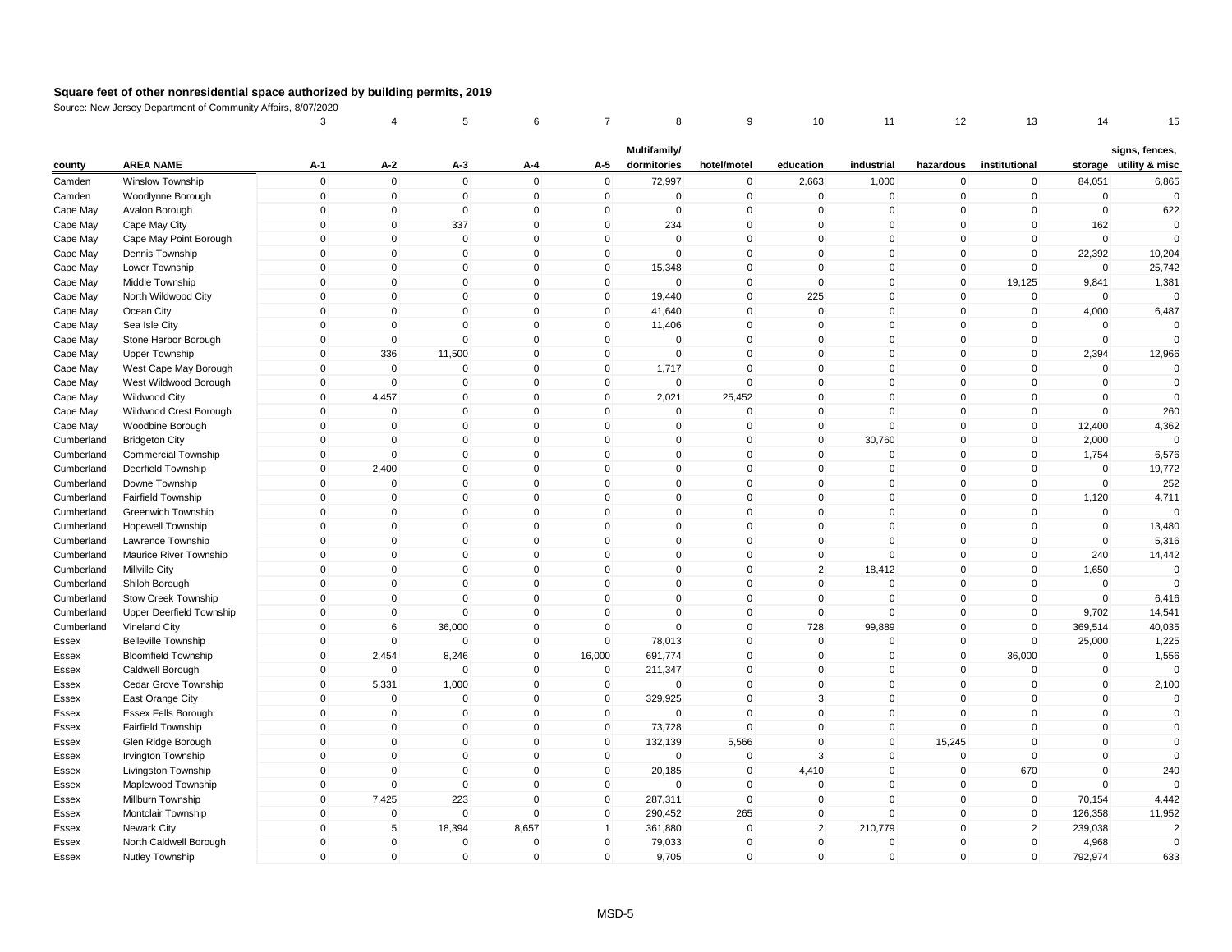**Square feet of other nonresidential space authorized by building permits, 2019**

Source: New Jersey Department of Community Affairs, 8/07/2020

| | | 3 | 4 | 5 | 6 | 7 | 8 | 9 | 10 | 11 | 12 | 13 | 14 | 15 |
|---|---|---|---|---|---|---|---|---|---|---|---|---|---|---|
| county | AREA NAME | A-1 | A-2 | A-3 | A-4 | A-5 | Multifamily/ dormitories | hotel/motel | education | industrial | hazardous | institutional | storage | signs, fences, utility & misc |
| Camden | Winslow Township | 0 | 0 | 0 | 0 | 0 | 72,997 | 0 | 2,663 | 1,000 | 0 | 0 | 84,051 | 6,865 |
| Camden | Woodlynne Borough | 0 | 0 | 0 | 0 | 0 | 0 | 0 | 0 | 0 | 0 | 0 | 0 | 0 |
| Cape May | Avalon Borough | 0 | 0 | 0 | 0 | 0 | 0 | 0 | 0 | 0 | 0 | 0 | 0 | 622 |
| Cape May | Cape May City | 0 | 0 | 337 | 0 | 0 | 234 | 0 | 0 | 0 | 0 | 0 | 162 | 0 |
| Cape May | Cape May Point Borough | 0 | 0 | 0 | 0 | 0 | 0 | 0 | 0 | 0 | 0 | 0 | 0 | 0 |
| Cape May | Dennis Township | 0 | 0 | 0 | 0 | 0 | 0 | 0 | 0 | 0 | 0 | 0 | 22,392 | 10,204 |
| Cape May | Lower Township | 0 | 0 | 0 | 0 | 0 | 15,348 | 0 | 0 | 0 | 0 | 0 | 0 | 25,742 |
| Cape May | Middle Township | 0 | 0 | 0 | 0 | 0 | 0 | 0 | 0 | 0 | 0 | 19,125 | 9,841 | 1,381 |
| Cape May | North Wildwood City | 0 | 0 | 0 | 0 | 0 | 19,440 | 0 | 225 | 0 | 0 | 0 | 0 | 0 |
| Cape May | Ocean City | 0 | 0 | 0 | 0 | 0 | 41,640 | 0 | 0 | 0 | 0 | 0 | 4,000 | 6,487 |
| Cape May | Sea Isle City | 0 | 0 | 0 | 0 | 0 | 11,406 | 0 | 0 | 0 | 0 | 0 | 0 | 0 |
| Cape May | Stone Harbor Borough | 0 | 0 | 0 | 0 | 0 | 0 | 0 | 0 | 0 | 0 | 0 | 0 | 0 |
| Cape May | Upper Township | 0 | 336 | 11,500 | 0 | 0 | 0 | 0 | 0 | 0 | 0 | 0 | 2,394 | 12,966 |
| Cape May | West Cape May Borough | 0 | 0 | 0 | 0 | 0 | 1,717 | 0 | 0 | 0 | 0 | 0 | 0 | 0 |
| Cape May | West Wildwood Borough | 0 | 0 | 0 | 0 | 0 | 0 | 0 | 0 | 0 | 0 | 0 | 0 | 0 |
| Cape May | Wildwood City | 0 | 4,457 | 0 | 0 | 0 | 2,021 | 25,452 | 0 | 0 | 0 | 0 | 0 | 0 |
| Cape May | Wildwood Crest Borough | 0 | 0 | 0 | 0 | 0 | 0 | 0 | 0 | 0 | 0 | 0 | 0 | 260 |
| Cape May | Woodbine Borough | 0 | 0 | 0 | 0 | 0 | 0 | 0 | 0 | 0 | 0 | 0 | 12,400 | 4,362 |
| Cumberland | Bridgeton City | 0 | 0 | 0 | 0 | 0 | 0 | 0 | 0 | 30,760 | 0 | 0 | 2,000 | 0 |
| Cumberland | Commercial Township | 0 | 0 | 0 | 0 | 0 | 0 | 0 | 0 | 0 | 0 | 0 | 1,754 | 6,576 |
| Cumberland | Deerfield Township | 0 | 2,400 | 0 | 0 | 0 | 0 | 0 | 0 | 0 | 0 | 0 | 0 | 19,772 |
| Cumberland | Downe Township | 0 | 0 | 0 | 0 | 0 | 0 | 0 | 0 | 0 | 0 | 0 | 0 | 252 |
| Cumberland | Fairfield Township | 0 | 0 | 0 | 0 | 0 | 0 | 0 | 0 | 0 | 0 | 0 | 1,120 | 4,711 |
| Cumberland | Greenwich Township | 0 | 0 | 0 | 0 | 0 | 0 | 0 | 0 | 0 | 0 | 0 | 0 | 0 |
| Cumberland | Hopewell Township | 0 | 0 | 0 | 0 | 0 | 0 | 0 | 0 | 0 | 0 | 0 | 0 | 13,480 |
| Cumberland | Lawrence Township | 0 | 0 | 0 | 0 | 0 | 0 | 0 | 0 | 0 | 0 | 0 | 0 | 5,316 |
| Cumberland | Maurice River Township | 0 | 0 | 0 | 0 | 0 | 0 | 0 | 0 | 0 | 0 | 0 | 240 | 14,442 |
| Cumberland | Millville City | 0 | 0 | 0 | 0 | 0 | 0 | 0 | 2 | 18,412 | 0 | 0 | 1,650 | 0 |
| Cumberland | Shiloh Borough | 0 | 0 | 0 | 0 | 0 | 0 | 0 | 0 | 0 | 0 | 0 | 0 | 0 |
| Cumberland | Stow Creek Township | 0 | 0 | 0 | 0 | 0 | 0 | 0 | 0 | 0 | 0 | 0 | 0 | 6,416 |
| Cumberland | Upper Deerfield Township | 0 | 0 | 0 | 0 | 0 | 0 | 0 | 0 | 0 | 0 | 0 | 9,702 | 14,541 |
| Cumberland | Vineland City | 0 | 6 | 36,000 | 0 | 0 | 0 | 0 | 728 | 99,889 | 0 | 0 | 369,514 | 40,035 |
| Essex | Belleville Township | 0 | 0 | 0 | 0 | 0 | 78,013 | 0 | 0 | 0 | 0 | 0 | 25,000 | 1,225 |
| Essex | Bloomfield Township | 0 | 2,454 | 8,246 | 0 | 16,000 | 691,774 | 0 | 0 | 0 | 0 | 36,000 | 0 | 1,556 |
| Essex | Caldwell Borough | 0 | 0 | 0 | 0 | 0 | 211,347 | 0 | 0 | 0 | 0 | 0 | 0 | 0 |
| Essex | Cedar Grove Township | 0 | 5,331 | 1,000 | 0 | 0 | 0 | 0 | 0 | 0 | 0 | 0 | 0 | 2,100 |
| Essex | East Orange City | 0 | 0 | 0 | 0 | 0 | 329,925 | 0 | 3 | 0 | 0 | 0 | 0 | 0 |
| Essex | Essex Fells Borough | 0 | 0 | 0 | 0 | 0 | 0 | 0 | 0 | 0 | 0 | 0 | 0 | 0 |
| Essex | Fairfield Township | 0 | 0 | 0 | 0 | 0 | 73,728 | 0 | 0 | 0 | 0 | 0 | 0 | 0 |
| Essex | Glen Ridge Borough | 0 | 0 | 0 | 0 | 0 | 132,139 | 5,566 | 0 | 0 | 15,245 | 0 | 0 | 0 |
| Essex | Irvington Township | 0 | 0 | 0 | 0 | 0 | 0 | 0 | 3 | 0 | 0 | 0 | 0 | 0 |
| Essex | Livingston Township | 0 | 0 | 0 | 0 | 0 | 20,185 | 0 | 4,410 | 0 | 0 | 670 | 0 | 240 |
| Essex | Maplewood Township | 0 | 0 | 0 | 0 | 0 | 0 | 0 | 0 | 0 | 0 | 0 | 0 | 0 |
| Essex | Millburn Township | 0 | 7,425 | 223 | 0 | 0 | 287,311 | 0 | 0 | 0 | 0 | 0 | 70,154 | 4,442 |
| Essex | Montclair Township | 0 | 0 | 0 | 0 | 0 | 290,452 | 265 | 0 | 0 | 0 | 0 | 126,358 | 11,952 |
| Essex | Newark City | 0 | 5 | 18,394 | 8,657 | 1 | 361,880 | 0 | 2 | 210,779 | 0 | 2 | 239,038 | 2 |
| Essex | North Caldwell Borough | 0 | 0 | 0 | 0 | 0 | 79,033 | 0 | 0 | 0 | 0 | 0 | 4,968 | 0 |
| Essex | Nutley Township | 0 | 0 | 0 | 0 | 0 | 9,705 | 0 | 0 | 0 | 0 | 0 | 792,974 | 633 |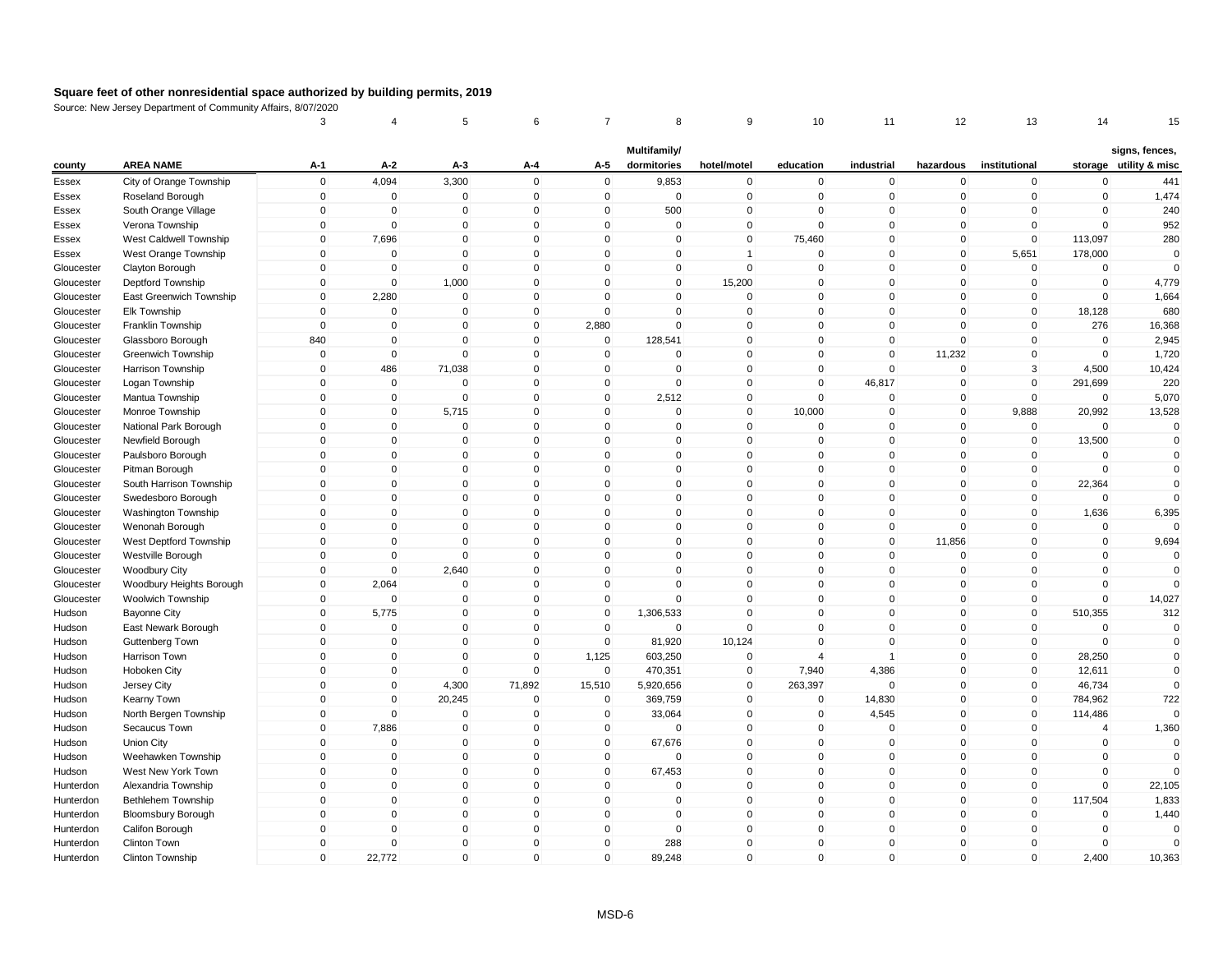## Square feet of other nonresidential space authorized by building permits, 2019

Source: New Jersey Department of Community Affairs, 8/07/2020

| | | 3 | 4 | 5 | 6 | 7 | 8 | 9 | 10 | 11 | 12 | 13 | 14 | 15 |
|---|---|---|---|---|---|---|---|---|---|---|---|---|---|---|
| county | AREA NAME | A-1 | A-2 | A-3 | A-4 | A-5 | Multifamily/ dormitories | hotel/motel | education | industrial | hazardous | institutional | storage | signs, fences, utility & misc |
| Essex | City of Orange Township | 0 | 4,094 | 3,300 | 0 | 0 | 9,853 | 0 | 0 | 0 | 0 | 0 | 0 | 441 |
| Essex | Roseland Borough | 0 | 0 | 0 | 0 | 0 | 0 | 0 | 0 | 0 | 0 | 0 | 0 | 1,474 |
| Essex | South Orange Village | 0 | 0 | 0 | 0 | 0 | 500 | 0 | 0 | 0 | 0 | 0 | 0 | 240 |
| Essex | Verona Township | 0 | 0 | 0 | 0 | 0 | 0 | 0 | 0 | 0 | 0 | 0 | 0 | 952 |
| Essex | West Caldwell Township | 0 | 7,696 | 0 | 0 | 0 | 0 | 0 | 75,460 | 0 | 0 | 0 | 113,097 | 280 |
| Essex | West Orange Township | 0 | 0 | 0 | 0 | 0 | 0 | 1 | 0 | 0 | 0 | 5,651 | 178,000 | 0 |
| Gloucester | Clayton Borough | 0 | 0 | 0 | 0 | 0 | 0 | 0 | 0 | 0 | 0 | 0 | 0 | 0 |
| Gloucester | Deptford Township | 0 | 0 | 1,000 | 0 | 0 | 0 | 15,200 | 0 | 0 | 0 | 0 | 0 | 4,779 |
| Gloucester | East Greenwich Township | 0 | 2,280 | 0 | 0 | 0 | 0 | 0 | 0 | 0 | 0 | 0 | 0 | 1,664 |
| Gloucester | Elk Township | 0 | 0 | 0 | 0 | 0 | 0 | 0 | 0 | 0 | 0 | 0 | 18,128 | 680 |
| Gloucester | Franklin Township | 0 | 0 | 0 | 0 | 2,880 | 0 | 0 | 0 | 0 | 0 | 0 | 276 | 16,368 |
| Gloucester | Glassboro Borough | 840 | 0 | 0 | 0 | 0 | 128,541 | 0 | 0 | 0 | 0 | 0 | 0 | 2,945 |
| Gloucester | Greenwich Township | 0 | 0 | 0 | 0 | 0 | 0 | 0 | 0 | 0 | 11,232 | 0 | 0 | 1,720 |
| Gloucester | Harrison Township | 0 | 486 | 71,038 | 0 | 0 | 0 | 0 | 0 | 0 | 0 | 3 | 4,500 | 10,424 |
| Gloucester | Logan Township | 0 | 0 | 0 | 0 | 0 | 0 | 0 | 0 | 46,817 | 0 | 0 | 291,699 | 220 |
| Gloucester | Mantua Township | 0 | 0 | 0 | 0 | 0 | 2,512 | 0 | 0 | 0 | 0 | 0 | 0 | 5,070 |
| Gloucester | Monroe Township | 0 | 0 | 5,715 | 0 | 0 | 0 | 0 | 10,000 | 0 | 0 | 9,888 | 20,992 | 13,528 |
| Gloucester | National Park Borough | 0 | 0 | 0 | 0 | 0 | 0 | 0 | 0 | 0 | 0 | 0 | 0 | 0 |
| Gloucester | Newfield Borough | 0 | 0 | 0 | 0 | 0 | 0 | 0 | 0 | 0 | 0 | 0 | 13,500 | 0 |
| Gloucester | Paulsboro Borough | 0 | 0 | 0 | 0 | 0 | 0 | 0 | 0 | 0 | 0 | 0 | 0 | 0 |
| Gloucester | Pitman Borough | 0 | 0 | 0 | 0 | 0 | 0 | 0 | 0 | 0 | 0 | 0 | 0 | 0 |
| Gloucester | South Harrison Township | 0 | 0 | 0 | 0 | 0 | 0 | 0 | 0 | 0 | 0 | 0 | 22,364 | 0 |
| Gloucester | Swedesboro Borough | 0 | 0 | 0 | 0 | 0 | 0 | 0 | 0 | 0 | 0 | 0 | 0 | 0 |
| Gloucester | Washington Township | 0 | 0 | 0 | 0 | 0 | 0 | 0 | 0 | 0 | 0 | 0 | 1,636 | 6,395 |
| Gloucester | Wenonah Borough | 0 | 0 | 0 | 0 | 0 | 0 | 0 | 0 | 0 | 0 | 0 | 0 | 0 |
| Gloucester | West Deptford Township | 0 | 0 | 0 | 0 | 0 | 0 | 0 | 0 | 0 | 11,856 | 0 | 0 | 9,694 |
| Gloucester | Westville Borough | 0 | 0 | 0 | 0 | 0 | 0 | 0 | 0 | 0 | 0 | 0 | 0 | 0 |
| Gloucester | Woodbury City | 0 | 0 | 2,640 | 0 | 0 | 0 | 0 | 0 | 0 | 0 | 0 | 0 | 0 |
| Gloucester | Woodbury Heights Borough | 0 | 2,064 | 0 | 0 | 0 | 0 | 0 | 0 | 0 | 0 | 0 | 0 | 0 |
| Gloucester | Woolwich Township | 0 | 0 | 0 | 0 | 0 | 0 | 0 | 0 | 0 | 0 | 0 | 0 | 14,027 |
| Hudson | Bayonne City | 0 | 5,775 | 0 | 0 | 0 | 1,306,533 | 0 | 0 | 0 | 0 | 0 | 510,355 | 312 |
| Hudson | East Newark Borough | 0 | 0 | 0 | 0 | 0 | 0 | 0 | 0 | 0 | 0 | 0 | 0 | 0 |
| Hudson | Guttenberg Town | 0 | 0 | 0 | 0 | 0 | 81,920 | 10,124 | 0 | 0 | 0 | 0 | 0 | 0 |
| Hudson | Harrison Town | 0 | 0 | 0 | 0 | 1,125 | 603,250 | 0 | 4 | 1 | 0 | 0 | 28,250 | 0 |
| Hudson | Hoboken City | 0 | 0 | 0 | 0 | 0 | 470,351 | 0 | 7,940 | 4,386 | 0 | 0 | 12,611 | 0 |
| Hudson | Jersey City | 0 | 0 | 4,300 | 71,892 | 15,510 | 5,920,656 | 0 | 263,397 | 0 | 0 | 0 | 46,734 | 0 |
| Hudson | Kearny Town | 0 | 0 | 20,245 | 0 | 0 | 369,759 | 0 | 0 | 14,830 | 0 | 0 | 784,962 | 722 |
| Hudson | North Bergen Township | 0 | 0 | 0 | 0 | 0 | 33,064 | 0 | 0 | 4,545 | 0 | 0 | 114,486 | 0 |
| Hudson | Secaucus Town | 0 | 7,886 | 0 | 0 | 0 | 0 | 0 | 0 | 0 | 0 | 0 | 4 | 1,360 |
| Hudson | Union City | 0 | 0 | 0 | 0 | 0 | 67,676 | 0 | 0 | 0 | 0 | 0 | 0 | 0 |
| Hudson | Weehawken Township | 0 | 0 | 0 | 0 | 0 | 0 | 0 | 0 | 0 | 0 | 0 | 0 | 0 |
| Hudson | West New York Town | 0 | 0 | 0 | 0 | 0 | 67,453 | 0 | 0 | 0 | 0 | 0 | 0 | 0 |
| Hunterdon | Alexandria Township | 0 | 0 | 0 | 0 | 0 | 0 | 0 | 0 | 0 | 0 | 0 | 0 | 22,105 |
| Hunterdon | Bethlehem Township | 0 | 0 | 0 | 0 | 0 | 0 | 0 | 0 | 0 | 0 | 0 | 117,504 | 1,833 |
| Hunterdon | Bloomsbury Borough | 0 | 0 | 0 | 0 | 0 | 0 | 0 | 0 | 0 | 0 | 0 | 0 | 1,440 |
| Hunterdon | Califon Borough | 0 | 0 | 0 | 0 | 0 | 0 | 0 | 0 | 0 | 0 | 0 | 0 | 0 |
| Hunterdon | Clinton Town | 0 | 0 | 0 | 0 | 0 | 288 | 0 | 0 | 0 | 0 | 0 | 0 | 0 |
| Hunterdon | Clinton Township | 0 | 22,772 | 0 | 0 | 0 | 89,248 | 0 | 0 | 0 | 0 | 0 | 2,400 | 10,363 |

MSD-6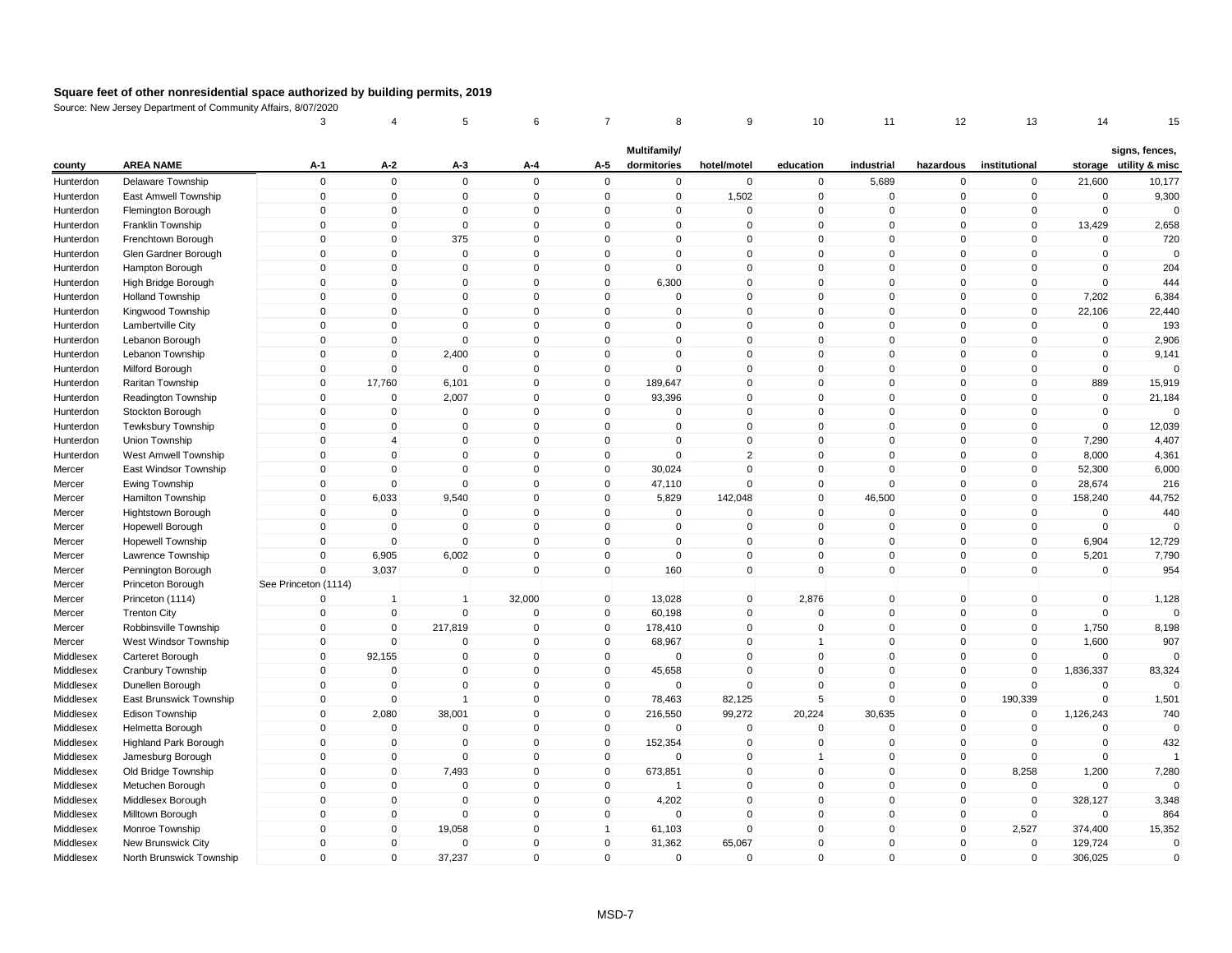**Square feet of other nonresidential space authorized by building permits, 2019**

Source: New Jersey Department of Community Affairs, 8/07/2020

| | | 3 | 4 | 5 | 6 | 7 | 8 | 9 | 10 | 11 | 12 | 13 | 14 | 15 |
|---|---|---|---|---|---|---|---|---|---|---|---|---|---|---|
| county | AREA NAME | A-1 | A-2 | A-3 | A-4 | A-5 | Multifamily/ dormitories | hotel/motel | education | industrial | hazardous | institutional | storage | signs, fences, utility & misc |
| Hunterdon | Delaware Township | 0 | 0 | 0 | 0 | 0 | 0 | 0 | 0 | 5,689 | 0 | 0 | 21,600 | 10,177 |
| Hunterdon | East Amwell Township | 0 | 0 | 0 | 0 | 0 | 0 | 1,502 | 0 | 0 | 0 | 0 | 0 | 9,300 |
| Hunterdon | Flemington Borough | 0 | 0 | 0 | 0 | 0 | 0 | 0 | 0 | 0 | 0 | 0 | 0 | 0 |
| Hunterdon | Franklin Township | 0 | 0 | 0 | 0 | 0 | 0 | 0 | 0 | 0 | 0 | 0 | 13,429 | 2,658 |
| Hunterdon | Frenchtown Borough | 0 | 0 | 375 | 0 | 0 | 0 | 0 | 0 | 0 | 0 | 0 | 0 | 720 |
| Hunterdon | Glen Gardner Borough | 0 | 0 | 0 | 0 | 0 | 0 | 0 | 0 | 0 | 0 | 0 | 0 | 0 |
| Hunterdon | Hampton Borough | 0 | 0 | 0 | 0 | 0 | 0 | 0 | 0 | 0 | 0 | 0 | 0 | 204 |
| Hunterdon | High Bridge Borough | 0 | 0 | 0 | 0 | 0 | 6,300 | 0 | 0 | 0 | 0 | 0 | 0 | 444 |
| Hunterdon | Holland Township | 0 | 0 | 0 | 0 | 0 | 0 | 0 | 0 | 0 | 0 | 0 | 7,202 | 6,384 |
| Hunterdon | Kingwood Township | 0 | 0 | 0 | 0 | 0 | 0 | 0 | 0 | 0 | 0 | 0 | 22,106 | 22,440 |
| Hunterdon | Lambertville City | 0 | 0 | 0 | 0 | 0 | 0 | 0 | 0 | 0 | 0 | 0 | 0 | 193 |
| Hunterdon | Lebanon Borough | 0 | 0 | 0 | 0 | 0 | 0 | 0 | 0 | 0 | 0 | 0 | 0 | 2,906 |
| Hunterdon | Lebanon Township | 0 | 0 | 2,400 | 0 | 0 | 0 | 0 | 0 | 0 | 0 | 0 | 0 | 9,141 |
| Hunterdon | Milford Borough | 0 | 0 | 0 | 0 | 0 | 0 | 0 | 0 | 0 | 0 | 0 | 0 | 0 |
| Hunterdon | Raritan Township | 0 | 17,760 | 6,101 | 0 | 0 | 189,647 | 0 | 0 | 0 | 0 | 0 | 889 | 15,919 |
| Hunterdon | Readington Township | 0 | 0 | 2,007 | 0 | 0 | 93,396 | 0 | 0 | 0 | 0 | 0 | 0 | 21,184 |
| Hunterdon | Stockton Borough | 0 | 0 | 0 | 0 | 0 | 0 | 0 | 0 | 0 | 0 | 0 | 0 | 0 |
| Hunterdon | Tewksbury Township | 0 | 0 | 0 | 0 | 0 | 0 | 0 | 0 | 0 | 0 | 0 | 0 | 12,039 |
| Hunterdon | Union Township | 0 | 4 | 0 | 0 | 0 | 0 | 0 | 0 | 0 | 0 | 0 | 7,290 | 4,407 |
| Hunterdon | West Amwell Township | 0 | 0 | 0 | 0 | 0 | 0 | 2 | 0 | 0 | 0 | 0 | 8,000 | 4,361 |
| Mercer | East Windsor Township | 0 | 0 | 0 | 0 | 0 | 30,024 | 0 | 0 | 0 | 0 | 0 | 52,300 | 6,000 |
| Mercer | Ewing Township | 0 | 0 | 0 | 0 | 0 | 47,110 | 0 | 0 | 0 | 0 | 0 | 28,674 | 216 |
| Mercer | Hamilton Township | 0 | 6,033 | 9,540 | 0 | 0 | 5,829 | 142,048 | 0 | 46,500 | 0 | 0 | 158,240 | 44,752 |
| Mercer | Hightstown Borough | 0 | 0 | 0 | 0 | 0 | 0 | 0 | 0 | 0 | 0 | 0 | 0 | 440 |
| Mercer | Hopewell Borough | 0 | 0 | 0 | 0 | 0 | 0 | 0 | 0 | 0 | 0 | 0 | 0 | 0 |
| Mercer | Hopewell Township | 0 | 0 | 0 | 0 | 0 | 0 | 0 | 0 | 0 | 0 | 0 | 6,904 | 12,729 |
| Mercer | Lawrence Township | 0 | 6,905 | 6,002 | 0 | 0 | 0 | 0 | 0 | 0 | 0 | 0 | 5,201 | 7,790 |
| Mercer | Pennington Borough | 0 | 3,037 | 0 | 0 | 0 | 160 | 0 | 0 | 0 | 0 | 0 | 0 | 954 |
| Mercer | Princeton Borough | See Princeton (1114) | | | | | | | | | | | | |
| Mercer | Princeton (1114) | 0 | 1 | 1 | 32,000 | 0 | 13,028 | 0 | 2,876 | 0 | 0 | 0 | 0 | 1,128 |
| Mercer | Trenton City | 0 | 0 | 0 | 0 | 0 | 60,198 | 0 | 0 | 0 | 0 | 0 | 0 | 0 |
| Mercer | Robbinsville Township | 0 | 0 | 217,819 | 0 | 0 | 178,410 | 0 | 0 | 0 | 0 | 0 | 1,750 | 8,198 |
| Mercer | West Windsor Township | 0 | 0 | 0 | 0 | 0 | 68,967 | 0 | 1 | 0 | 0 | 0 | 1,600 | 907 |
| Middlesex | Carteret Borough | 0 | 92,155 | 0 | 0 | 0 | 0 | 0 | 0 | 0 | 0 | 0 | 0 | 0 |
| Middlesex | Cranbury Township | 0 | 0 | 0 | 0 | 0 | 45,658 | 0 | 0 | 0 | 0 | 0 | 1,836,337 | 83,324 |
| Middlesex | Dunellen Borough | 0 | 0 | 0 | 0 | 0 | 0 | 0 | 0 | 0 | 0 | 0 | 0 | 0 |
| Middlesex | East Brunswick Township | 0 | 0 | 1 | 0 | 0 | 78,463 | 82,125 | 5 | 0 | 0 | 190,339 | 0 | 1,501 |
| Middlesex | Edison Township | 0 | 2,080 | 38,001 | 0 | 0 | 216,550 | 99,272 | 20,224 | 30,635 | 0 | 0 | 1,126,243 | 740 |
| Middlesex | Helmetta Borough | 0 | 0 | 0 | 0 | 0 | 0 | 0 | 0 | 0 | 0 | 0 | 0 | 0 |
| Middlesex | Highland Park Borough | 0 | 0 | 0 | 0 | 0 | 152,354 | 0 | 0 | 0 | 0 | 0 | 0 | 432 |
| Middlesex | Jamesburg Borough | 0 | 0 | 0 | 0 | 0 | 0 | 0 | 1 | 0 | 0 | 0 | 0 | 1 |
| Middlesex | Old Bridge Township | 0 | 0 | 7,493 | 0 | 0 | 673,851 | 0 | 0 | 0 | 0 | 8,258 | 1,200 | 7,280 |
| Middlesex | Metuchen Borough | 0 | 0 | 0 | 0 | 0 | 1 | 0 | 0 | 0 | 0 | 0 | 0 | 0 |
| Middlesex | Middlesex Borough | 0 | 0 | 0 | 0 | 0 | 4,202 | 0 | 0 | 0 | 0 | 0 | 328,127 | 3,348 |
| Middlesex | Milltown Borough | 0 | 0 | 0 | 0 | 0 | 0 | 0 | 0 | 0 | 0 | 0 | 0 | 864 |
| Middlesex | Monroe Township | 0 | 0 | 19,058 | 0 | 1 | 61,103 | 0 | 0 | 0 | 0 | 2,527 | 374,400 | 15,352 |
| Middlesex | New Brunswick City | 0 | 0 | 0 | 0 | 0 | 31,362 | 65,067 | 0 | 0 | 0 | 0 | 129,724 | 0 |
| Middlesex | North Brunswick Township | 0 | 0 | 37,237 | 0 | 0 | 0 | 0 | 0 | 0 | 0 | 0 | 306,025 | 0 |

MSD-7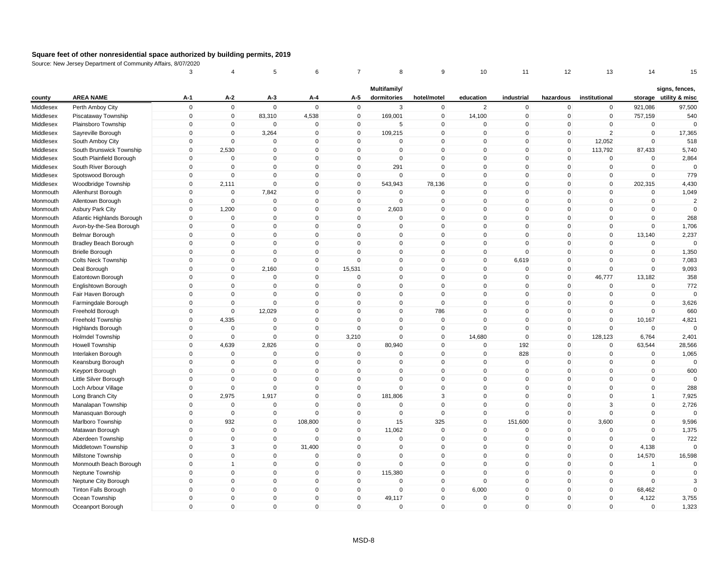# Square feet of other nonresidential space authorized by building permits, 2019

Source: New Jersey Department of Community Affairs, 8/07/2020

| | | 3 | 4 | 5 | 6 | 7 | 8 | 9 | 10 | 11 | 12 | 13 | 14 | 15 |
|---|---|---|---|---|---|---|---|---|---|---|---|---|---|---|
| county | AREA NAME | A-1 | A-2 | A-3 | A-4 | A-5 | Multifamily/ dormitories | hotel/motel | education | industrial | hazardous | institutional | storage | signs, fences, utility & misc |
| Middlesex | Perth Amboy City | 0 | 0 | 0 | 0 | 0 | 3 | 0 | 2 | 0 | 0 | 0 | 921,086 | 97,500 |
| Middlesex | Piscataway Township | 0 | 0 | 83,310 | 4,538 | 0 | 169,001 | 0 | 14,100 | 0 | 0 | 0 | 757,159 | 540 |
| Middlesex | Plainsboro Township | 0 | 0 | 0 | 0 | 0 | 5 | 0 | 0 | 0 | 0 | 0 | 0 | 0 |
| Middlesex | Sayreville Borough | 0 | 0 | 3,264 | 0 | 0 | 109,215 | 0 | 0 | 0 | 0 | 2 | 0 | 17,365 |
| Middlesex | South Amboy City | 0 | 0 | 0 | 0 | 0 | 0 | 0 | 0 | 0 | 0 | 12,052 | 0 | 518 |
| Middlesex | South Brunswick Township | 0 | 2,530 | 0 | 0 | 0 | 0 | 0 | 0 | 0 | 0 | 113,792 | 87,433 | 5,740 |
| Middlesex | South Plainfield Borough | 0 | 0 | 0 | 0 | 0 | 0 | 0 | 0 | 0 | 0 | 0 | 0 | 2,864 |
| Middlesex | South River Borough | 0 | 0 | 0 | 0 | 0 | 291 | 0 | 0 | 0 | 0 | 0 | 0 | 0 |
| Middlesex | Spotswood Borough | 0 | 0 | 0 | 0 | 0 | 0 | 0 | 0 | 0 | 0 | 0 | 0 | 779 |
| Middlesex | Woodbridge Township | 0 | 2,111 | 0 | 0 | 0 | 543,943 | 78,136 | 0 | 0 | 0 | 0 | 202,315 | 4,430 |
| Monmouth | Allenhurst Borough | 0 | 0 | 7,842 | 0 | 0 | 0 | 0 | 0 | 0 | 0 | 0 | 0 | 1,049 |
| Monmouth | Allentown Borough | 0 | 0 | 0 | 0 | 0 | 0 | 0 | 0 | 0 | 0 | 0 | 0 | 2 |
| Monmouth | Asbury Park City | 0 | 1,200 | 0 | 0 | 0 | 2,603 | 0 | 0 | 0 | 0 | 0 | 0 | 0 |
| Monmouth | Atlantic Highlands Borough | 0 | 0 | 0 | 0 | 0 | 0 | 0 | 0 | 0 | 0 | 0 | 0 | 268 |
| Monmouth | Avon-by-the-Sea Borough | 0 | 0 | 0 | 0 | 0 | 0 | 0 | 0 | 0 | 0 | 0 | 0 | 1,706 |
| Monmouth | Belmar Borough | 0 | 0 | 0 | 0 | 0 | 0 | 0 | 0 | 0 | 0 | 0 | 13,140 | 2,237 |
| Monmouth | Bradley Beach Borough | 0 | 0 | 0 | 0 | 0 | 0 | 0 | 0 | 0 | 0 | 0 | 0 | 0 |
| Monmouth | Brielle Borough | 0 | 0 | 0 | 0 | 0 | 0 | 0 | 0 | 0 | 0 | 0 | 0 | 1,350 |
| Monmouth | Colts Neck Township | 0 | 0 | 0 | 0 | 0 | 0 | 0 | 0 | 6,619 | 0 | 0 | 0 | 7,083 |
| Monmouth | Deal Borough | 0 | 0 | 2,160 | 0 | 15,531 | 0 | 0 | 0 | 0 | 0 | 0 | 0 | 9,093 |
| Monmouth | Eatontown Borough | 0 | 0 | 0 | 0 | 0 | 0 | 0 | 0 | 0 | 0 | 46,777 | 13,182 | 358 |
| Monmouth | Englishtown Borough | 0 | 0 | 0 | 0 | 0 | 0 | 0 | 0 | 0 | 0 | 0 | 0 | 772 |
| Monmouth | Fair Haven Borough | 0 | 0 | 0 | 0 | 0 | 0 | 0 | 0 | 0 | 0 | 0 | 0 | 0 |
| Monmouth | Farmingdale Borough | 0 | 0 | 0 | 0 | 0 | 0 | 0 | 0 | 0 | 0 | 0 | 0 | 3,626 |
| Monmouth | Freehold Borough | 0 | 0 | 12,029 | 0 | 0 | 0 | 786 | 0 | 0 | 0 | 0 | 0 | 660 |
| Monmouth | Freehold Township | 0 | 4,335 | 0 | 0 | 0 | 0 | 0 | 0 | 0 | 0 | 0 | 10,167 | 4,821 |
| Monmouth | Highlands Borough | 0 | 0 | 0 | 0 | 0 | 0 | 0 | 0 | 0 | 0 | 0 | 0 | 0 |
| Monmouth | Holmdel Township | 0 | 0 | 0 | 0 | 3,210 | 0 | 0 | 14,680 | 0 | 0 | 128,123 | 6,764 | 2,401 |
| Monmouth | Howell Township | 0 | 4,639 | 2,826 | 0 | 0 | 80,940 | 0 | 0 | 192 | 0 | 0 | 63,544 | 28,566 |
| Monmouth | Interlaken Borough | 0 | 0 | 0 | 0 | 0 | 0 | 0 | 0 | 828 | 0 | 0 | 0 | 1,065 |
| Monmouth | Keansburg Borough | 0 | 0 | 0 | 0 | 0 | 0 | 0 | 0 | 0 | 0 | 0 | 0 | 0 |
| Monmouth | Keyport Borough | 0 | 0 | 0 | 0 | 0 | 0 | 0 | 0 | 0 | 0 | 0 | 0 | 600 |
| Monmouth | Little Silver Borough | 0 | 0 | 0 | 0 | 0 | 0 | 0 | 0 | 0 | 0 | 0 | 0 | 0 |
| Monmouth | Loch Arbour Village | 0 | 0 | 0 | 0 | 0 | 0 | 0 | 0 | 0 | 0 | 0 | 0 | 288 |
| Monmouth | Long Branch City | 0 | 2,975 | 1,917 | 0 | 0 | 181,806 | 3 | 0 | 0 | 0 | 0 | 1 | 7,925 |
| Monmouth | Manalapan Township | 0 | 0 | 0 | 0 | 0 | 0 | 0 | 0 | 0 | 0 | 3 | 0 | 2,726 |
| Monmouth | Manasquan Borough | 0 | 0 | 0 | 0 | 0 | 0 | 0 | 0 | 0 | 0 | 0 | 0 | 0 |
| Monmouth | Marlboro Township | 0 | 932 | 0 | 108,800 | 0 | 15 | 325 | 0 | 151,600 | 0 | 3,600 | 0 | 9,596 |
| Monmouth | Matawan Borough | 0 | 0 | 0 | 0 | 0 | 11,062 | 0 | 0 | 0 | 0 | 0 | 0 | 1,375 |
| Monmouth | Aberdeen Township | 0 | 0 | 0 | 0 | 0 | 0 | 0 | 0 | 0 | 0 | 0 | 0 | 722 |
| Monmouth | Middletown Township | 0 | 3 | 0 | 31,400 | 0 | 0 | 0 | 0 | 0 | 0 | 0 | 4,138 | 0 |
| Monmouth | Millstone Township | 0 | 0 | 0 | 0 | 0 | 0 | 0 | 0 | 0 | 0 | 0 | 14,570 | 16,598 |
| Monmouth | Monmouth Beach Borough | 0 | 1 | 0 | 0 | 0 | 0 | 0 | 0 | 0 | 0 | 0 | 1 | 0 |
| Monmouth | Neptune Township | 0 | 0 | 0 | 0 | 0 | 115,380 | 0 | 0 | 0 | 0 | 0 | 0 | 0 |
| Monmouth | Neptune City Borough | 0 | 0 | 0 | 0 | 0 | 0 | 0 | 0 | 0 | 0 | 0 | 0 | 3 |
| Monmouth | Tinton Falls Borough | 0 | 0 | 0 | 0 | 0 | 0 | 0 | 6,000 | 0 | 0 | 0 | 68,462 | 0 |
| Monmouth | Ocean Township | 0 | 0 | 0 | 0 | 0 | 49,117 | 0 | 0 | 0 | 0 | 0 | 4,122 | 3,755 |
| Monmouth | Oceanport Borough | 0 | 0 | 0 | 0 | 0 | 0 | 0 | 0 | 0 | 0 | 0 | 0 | 1,323 |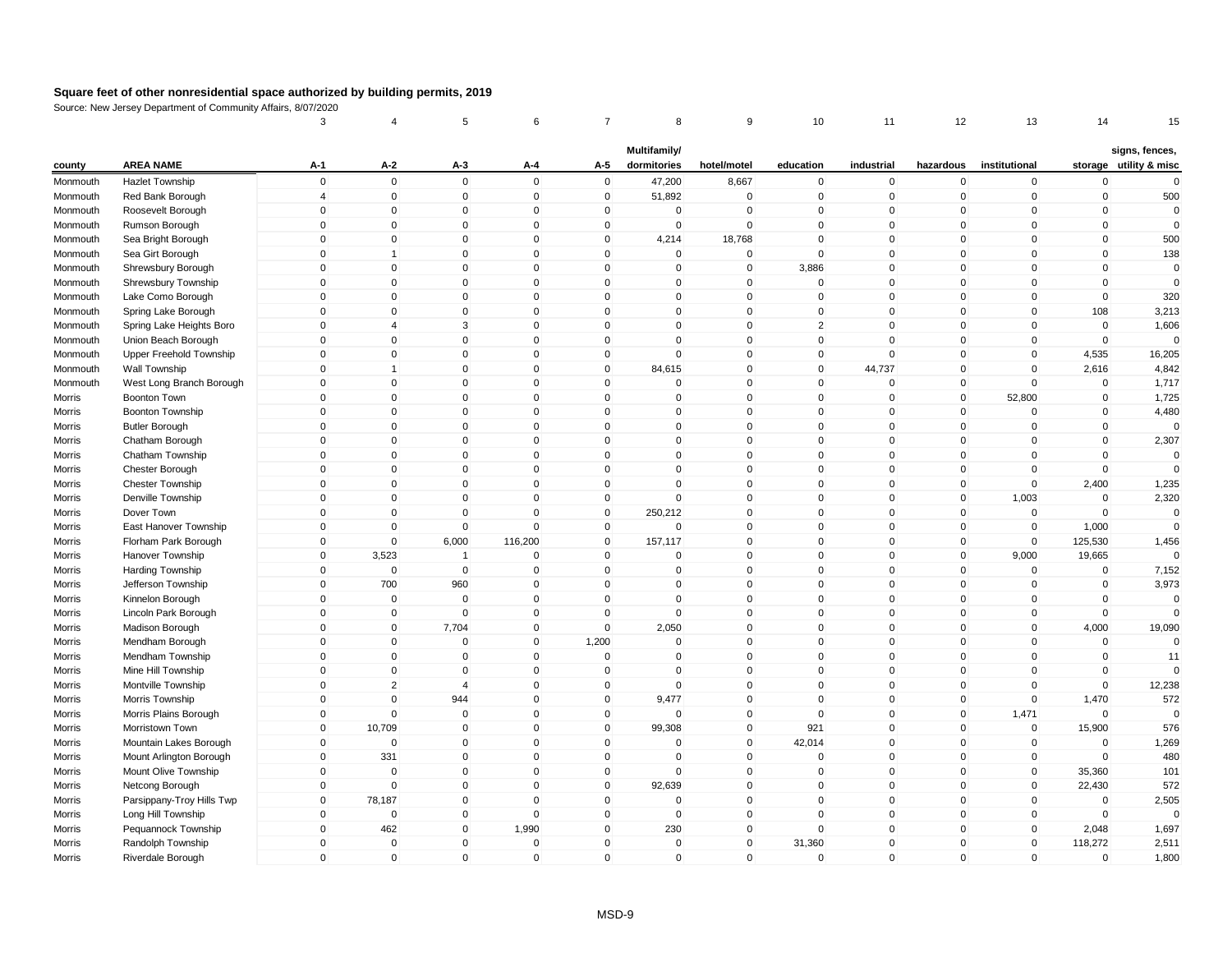## Square feet of other nonresidential space authorized by building permits, 2019

Source: New Jersey Department of Community Affairs, 8/07/2020

| | | 3 | 4 | 5 | 6 | 7 | 8 | 9 | 10 | 11 | 12 | 13 | 14 | 15 |
|---|---|---|---|---|---|---|---|---|---|---|---|---|---|---|
| county | AREA NAME | A-1 | A-2 | A-3 | A-4 | A-5 | Multifamily/ dormitories | hotel/motel | education | industrial | hazardous | institutional | storage | signs, fences, utility & misc |
| Monmouth | Hazlet Township | 0 | 0 | 0 | 0 | 0 | 47,200 | 8,667 | 0 | 0 | 0 | 0 | 0 | 0 |
| Monmouth | Red Bank Borough | 4 | 0 | 0 | 0 | 0 | 51,892 | 0 | 0 | 0 | 0 | 0 | 0 | 500 |
| Monmouth | Roosevelt Borough | 0 | 0 | 0 | 0 | 0 | 0 | 0 | 0 | 0 | 0 | 0 | 0 | 0 |
| Monmouth | Rumson Borough | 0 | 0 | 0 | 0 | 0 | 0 | 0 | 0 | 0 | 0 | 0 | 0 | 0 |
| Monmouth | Sea Bright Borough | 0 | 0 | 0 | 0 | 0 | 4,214 | 18,768 | 0 | 0 | 0 | 0 | 0 | 500 |
| Monmouth | Sea Girt Borough | 0 | 1 | 0 | 0 | 0 | 0 | 0 | 0 | 0 | 0 | 0 | 0 | 138 |
| Monmouth | Shrewsbury Borough | 0 | 0 | 0 | 0 | 0 | 0 | 0 | 3,886 | 0 | 0 | 0 | 0 | 0 |
| Monmouth | Shrewsbury Township | 0 | 0 | 0 | 0 | 0 | 0 | 0 | 0 | 0 | 0 | 0 | 0 | 0 |
| Monmouth | Lake Como Borough | 0 | 0 | 0 | 0 | 0 | 0 | 0 | 0 | 0 | 0 | 0 | 0 | 320 |
| Monmouth | Spring Lake Borough | 0 | 0 | 0 | 0 | 0 | 0 | 0 | 0 | 0 | 0 | 0 | 108 | 3,213 |
| Monmouth | Spring Lake Heights Boro | 0 | 4 | 3 | 0 | 0 | 0 | 0 | 2 | 0 | 0 | 0 | 0 | 1,606 |
| Monmouth | Union Beach Borough | 0 | 0 | 0 | 0 | 0 | 0 | 0 | 0 | 0 | 0 | 0 | 0 | 0 |
| Monmouth | Upper Freehold Township | 0 | 0 | 0 | 0 | 0 | 0 | 0 | 0 | 0 | 0 | 0 | 4,535 | 16,205 |
| Monmouth | Wall Township | 0 | 1 | 0 | 0 | 0 | 84,615 | 0 | 0 | 44,737 | 0 | 0 | 2,616 | 4,842 |
| Monmouth | West Long Branch Borough | 0 | 0 | 0 | 0 | 0 | 0 | 0 | 0 | 0 | 0 | 0 | 0 | 1,717 |
| Morris | Boonton Town | 0 | 0 | 0 | 0 | 0 | 0 | 0 | 0 | 0 | 0 | 52,800 | 0 | 1,725 |
| Morris | Boonton Township | 0 | 0 | 0 | 0 | 0 | 0 | 0 | 0 | 0 | 0 | 0 | 0 | 4,480 |
| Morris | Butler Borough | 0 | 0 | 0 | 0 | 0 | 0 | 0 | 0 | 0 | 0 | 0 | 0 | 0 |
| Morris | Chatham Borough | 0 | 0 | 0 | 0 | 0 | 0 | 0 | 0 | 0 | 0 | 0 | 0 | 2,307 |
| Morris | Chatham Township | 0 | 0 | 0 | 0 | 0 | 0 | 0 | 0 | 0 | 0 | 0 | 0 | 0 |
| Morris | Chester Borough | 0 | 0 | 0 | 0 | 0 | 0 | 0 | 0 | 0 | 0 | 0 | 0 | 0 |
| Morris | Chester Township | 0 | 0 | 0 | 0 | 0 | 0 | 0 | 0 | 0 | 0 | 0 | 2,400 | 1,235 |
| Morris | Denville Township | 0 | 0 | 0 | 0 | 0 | 0 | 0 | 0 | 0 | 0 | 1,003 | 0 | 2,320 |
| Morris | Dover Town | 0 | 0 | 0 | 0 | 0 | 250,212 | 0 | 0 | 0 | 0 | 0 | 0 | 0 |
| Morris | East Hanover Township | 0 | 0 | 0 | 0 | 0 | 0 | 0 | 0 | 0 | 0 | 0 | 1,000 | 0 |
| Morris | Florham Park Borough | 0 | 0 | 6,000 | 116,200 | 0 | 157,117 | 0 | 0 | 0 | 0 | 0 | 125,530 | 1,456 |
| Morris | Hanover Township | 0 | 3,523 | 1 | 0 | 0 | 0 | 0 | 0 | 0 | 0 | 9,000 | 19,665 | 0 |
| Morris | Harding Township | 0 | 0 | 0 | 0 | 0 | 0 | 0 | 0 | 0 | 0 | 0 | 0 | 7,152 |
| Morris | Jefferson Township | 0 | 700 | 960 | 0 | 0 | 0 | 0 | 0 | 0 | 0 | 0 | 0 | 3,973 |
| Morris | Kinnelon Borough | 0 | 0 | 0 | 0 | 0 | 0 | 0 | 0 | 0 | 0 | 0 | 0 | 0 |
| Morris | Lincoln Park Borough | 0 | 0 | 0 | 0 | 0 | 0 | 0 | 0 | 0 | 0 | 0 | 0 | 0 |
| Morris | Madison Borough | 0 | 0 | 7,704 | 0 | 0 | 2,050 | 0 | 0 | 0 | 0 | 0 | 4,000 | 19,090 |
| Morris | Mendham Borough | 0 | 0 | 0 | 0 | 1,200 | 0 | 0 | 0 | 0 | 0 | 0 | 0 | 0 |
| Morris | Mendham Township | 0 | 0 | 0 | 0 | 0 | 0 | 0 | 0 | 0 | 0 | 0 | 0 | 11 |
| Morris | Mine Hill Township | 0 | 0 | 0 | 0 | 0 | 0 | 0 | 0 | 0 | 0 | 0 | 0 | 0 |
| Morris | Montville Township | 0 | 2 | 4 | 0 | 0 | 0 | 0 | 0 | 0 | 0 | 0 | 0 | 12,238 |
| Morris | Morris Township | 0 | 0 | 944 | 0 | 0 | 9,477 | 0 | 0 | 0 | 0 | 0 | 1,470 | 572 |
| Morris | Morris Plains Borough | 0 | 0 | 0 | 0 | 0 | 0 | 0 | 0 | 0 | 0 | 1,471 | 0 | 0 |
| Morris | Morristown Town | 0 | 10,709 | 0 | 0 | 0 | 99,308 | 0 | 921 | 0 | 0 | 0 | 15,900 | 576 |
| Morris | Mountain Lakes Borough | 0 | 0 | 0 | 0 | 0 | 0 | 0 | 42,014 | 0 | 0 | 0 | 0 | 1,269 |
| Morris | Mount Arlington Borough | 0 | 331 | 0 | 0 | 0 | 0 | 0 | 0 | 0 | 0 | 0 | 0 | 480 |
| Morris | Mount Olive Township | 0 | 0 | 0 | 0 | 0 | 0 | 0 | 0 | 0 | 0 | 0 | 35,360 | 101 |
| Morris | Netcong Borough | 0 | 0 | 0 | 0 | 0 | 92,639 | 0 | 0 | 0 | 0 | 0 | 22,430 | 572 |
| Morris | Parsippany-Troy Hills Twp | 0 | 78,187 | 0 | 0 | 0 | 0 | 0 | 0 | 0 | 0 | 0 | 0 | 2,505 |
| Morris | Long Hill Township | 0 | 0 | 0 | 0 | 0 | 0 | 0 | 0 | 0 | 0 | 0 | 0 | 0 |
| Morris | Pequannock Township | 0 | 462 | 0 | 1,990 | 0 | 230 | 0 | 0 | 0 | 0 | 0 | 2,048 | 1,697 |
| Morris | Randolph Township | 0 | 0 | 0 | 0 | 0 | 0 | 0 | 31,360 | 0 | 0 | 0 | 118,272 | 2,511 |
| Morris | Riverdale Borough | 0 | 0 | 0 | 0 | 0 | 0 | 0 | 0 | 0 | 0 | 0 | 0 | 1,800 |

MSD-9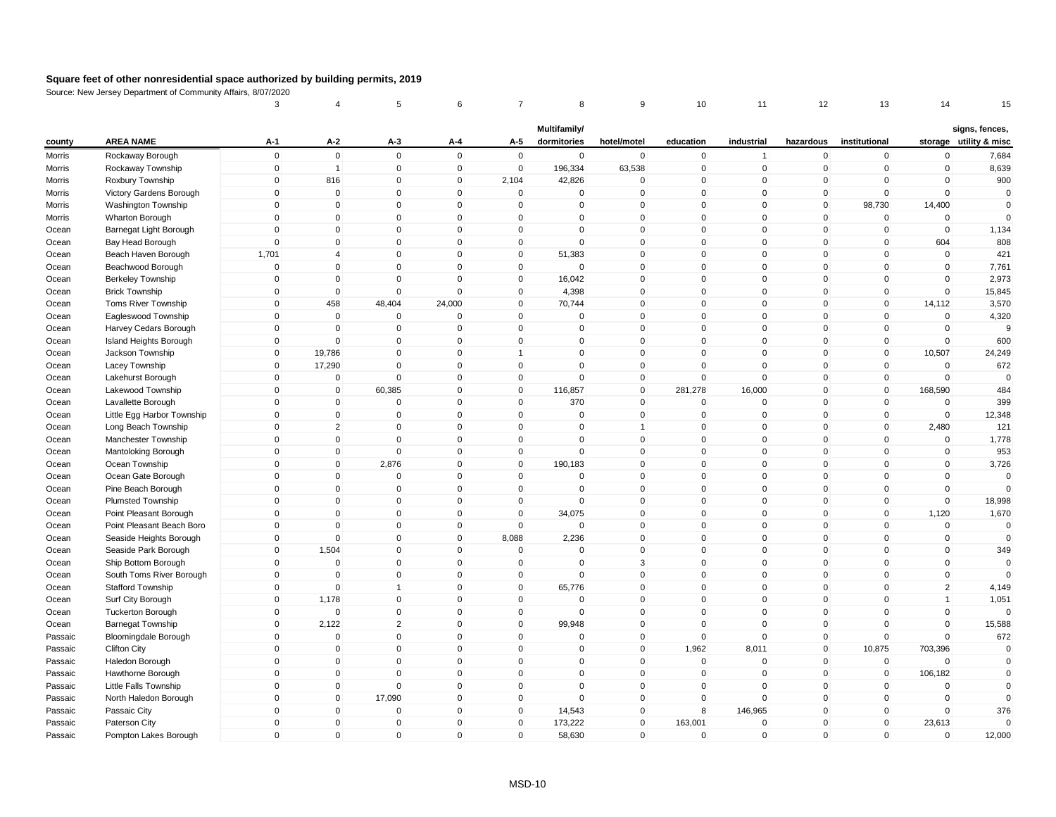**Square feet of other nonresidential space authorized by building permits, 2019**

Source: New Jersey Department of Community Affairs, 8/07/2020

| | | 3 | 4 | 5 | 6 | 7 | 8 | 9 | 10 | 11 | 12 | 13 | 14 | 15 |
|---|---|---|---|---|---|---|---|---|---|---|---|---|---|---|
| county | AREA NAME | A-1 | A-2 | A-3 | A-4 | A-5 | Multifamily/ dormitories | hotel/motel | education | industrial | hazardous | institutional | storage | signs, fences, utility & misc |
| Morris | Rockaway Borough | 0 | 0 | 0 | 0 | 0 | 0 | 0 | 0 | 1 | 0 | 0 | 0 | 7,684 |
| Morris | Rockaway Township | 0 | 1 | 0 | 0 | 0 | 196,334 | 63,538 | 0 | 0 | 0 | 0 | 0 | 8,639 |
| Morris | Roxbury Township | 0 | 816 | 0 | 0 | 2,104 | 42,826 | 0 | 0 | 0 | 0 | 0 | 0 | 900 |
| Morris | Victory Gardens Borough | 0 | 0 | 0 | 0 | 0 | 0 | 0 | 0 | 0 | 0 | 0 | 0 | 0 |
| Morris | Washington Township | 0 | 0 | 0 | 0 | 0 | 0 | 0 | 0 | 0 | 0 | 98,730 | 14,400 | 0 |
| Morris | Wharton Borough | 0 | 0 | 0 | 0 | 0 | 0 | 0 | 0 | 0 | 0 | 0 | 0 | 0 |
| Ocean | Barnegat Light Borough | 0 | 0 | 0 | 0 | 0 | 0 | 0 | 0 | 0 | 0 | 0 | 0 | 1,134 |
| Ocean | Bay Head Borough | 0 | 0 | 0 | 0 | 0 | 0 | 0 | 0 | 0 | 0 | 0 | 604 | 808 |
| Ocean | Beach Haven Borough | 1,701 | 4 | 0 | 0 | 0 | 51,383 | 0 | 0 | 0 | 0 | 0 | 0 | 421 |
| Ocean | Beachwood Borough | 0 | 0 | 0 | 0 | 0 | 0 | 0 | 0 | 0 | 0 | 0 | 0 | 7,761 |
| Ocean | Berkeley Township | 0 | 0 | 0 | 0 | 0 | 16,042 | 0 | 0 | 0 | 0 | 0 | 0 | 2,973 |
| Ocean | Brick Township | 0 | 0 | 0 | 0 | 0 | 4,398 | 0 | 0 | 0 | 0 | 0 | 0 | 15,845 |
| Ocean | Toms River Township | 0 | 458 | 48,404 | 24,000 | 0 | 70,744 | 0 | 0 | 0 | 0 | 0 | 14,112 | 3,570 |
| Ocean | Eagleswood Township | 0 | 0 | 0 | 0 | 0 | 0 | 0 | 0 | 0 | 0 | 0 | 0 | 4,320 |
| Ocean | Harvey Cedars Borough | 0 | 0 | 0 | 0 | 0 | 0 | 0 | 0 | 0 | 0 | 0 | 0 | 9 |
| Ocean | Island Heights Borough | 0 | 0 | 0 | 0 | 0 | 0 | 0 | 0 | 0 | 0 | 0 | 0 | 600 |
| Ocean | Jackson Township | 0 | 19,786 | 0 | 0 | 1 | 0 | 0 | 0 | 0 | 0 | 0 | 10,507 | 24,249 |
| Ocean | Lacey Township | 0 | 17,290 | 0 | 0 | 0 | 0 | 0 | 0 | 0 | 0 | 0 | 0 | 672 |
| Ocean | Lakehurst Borough | 0 | 0 | 0 | 0 | 0 | 0 | 0 | 0 | 0 | 0 | 0 | 0 | 0 |
| Ocean | Lakewood Township | 0 | 0 | 60,385 | 0 | 0 | 116,857 | 0 | 281,278 | 16,000 | 0 | 0 | 168,590 | 484 |
| Ocean | Lavallette Borough | 0 | 0 | 0 | 0 | 0 | 370 | 0 | 0 | 0 | 0 | 0 | 0 | 399 |
| Ocean | Little Egg Harbor Township | 0 | 0 | 0 | 0 | 0 | 0 | 0 | 0 | 0 | 0 | 0 | 0 | 12,348 |
| Ocean | Long Beach Township | 0 | 2 | 0 | 0 | 0 | 0 | 1 | 0 | 0 | 0 | 0 | 2,480 | 121 |
| Ocean | Manchester Township | 0 | 0 | 0 | 0 | 0 | 0 | 0 | 0 | 0 | 0 | 0 | 0 | 1,778 |
| Ocean | Mantoloking Borough | 0 | 0 | 0 | 0 | 0 | 0 | 0 | 0 | 0 | 0 | 0 | 0 | 953 |
| Ocean | Ocean Township | 0 | 0 | 2,876 | 0 | 0 | 190,183 | 0 | 0 | 0 | 0 | 0 | 0 | 3,726 |
| Ocean | Ocean Gate Borough | 0 | 0 | 0 | 0 | 0 | 0 | 0 | 0 | 0 | 0 | 0 | 0 | 0 |
| Ocean | Pine Beach Borough | 0 | 0 | 0 | 0 | 0 | 0 | 0 | 0 | 0 | 0 | 0 | 0 | 0 |
| Ocean | Plumsted Township | 0 | 0 | 0 | 0 | 0 | 0 | 0 | 0 | 0 | 0 | 0 | 0 | 18,998 |
| Ocean | Point Pleasant Borough | 0 | 0 | 0 | 0 | 0 | 34,075 | 0 | 0 | 0 | 0 | 0 | 1,120 | 1,670 |
| Ocean | Point Pleasant Beach Boro | 0 | 0 | 0 | 0 | 0 | 0 | 0 | 0 | 0 | 0 | 0 | 0 | 0 |
| Ocean | Seaside Heights Borough | 0 | 0 | 0 | 0 | 8,088 | 2,236 | 0 | 0 | 0 | 0 | 0 | 0 | 0 |
| Ocean | Seaside Park Borough | 0 | 1,504 | 0 | 0 | 0 | 0 | 0 | 0 | 0 | 0 | 0 | 0 | 349 |
| Ocean | Ship Bottom Borough | 0 | 0 | 0 | 0 | 0 | 0 | 3 | 0 | 0 | 0 | 0 | 0 | 0 |
| Ocean | South Toms River Borough | 0 | 0 | 0 | 0 | 0 | 0 | 0 | 0 | 0 | 0 | 0 | 0 | 0 |
| Ocean | Stafford Township | 0 | 0 | 1 | 0 | 0 | 65,776 | 0 | 0 | 0 | 0 | 0 | 2 | 4,149 |
| Ocean | Surf City Borough | 0 | 1,178 | 0 | 0 | 0 | 0 | 0 | 0 | 0 | 0 | 0 | 1 | 1,051 |
| Ocean | Tuckerton Borough | 0 | 0 | 0 | 0 | 0 | 0 | 0 | 0 | 0 | 0 | 0 | 0 | 0 |
| Ocean | Barnegat Township | 0 | 2,122 | 2 | 0 | 0 | 99,948 | 0 | 0 | 0 | 0 | 0 | 0 | 15,588 |
| Passaic | Bloomingdale Borough | 0 | 0 | 0 | 0 | 0 | 0 | 0 | 0 | 0 | 0 | 0 | 0 | 672 |
| Passaic | Clifton City | 0 | 0 | 0 | 0 | 0 | 0 | 0 | 1,962 | 8,011 | 0 | 10,875 | 703,396 | 0 |
| Passaic | Haledon Borough | 0 | 0 | 0 | 0 | 0 | 0 | 0 | 0 | 0 | 0 | 0 | 0 | 0 |
| Passaic | Hawthorne Borough | 0 | 0 | 0 | 0 | 0 | 0 | 0 | 0 | 0 | 0 | 0 | 106,182 | 0 |
| Passaic | Little Falls Township | 0 | 0 | 0 | 0 | 0 | 0 | 0 | 0 | 0 | 0 | 0 | 0 | 0 |
| Passaic | North Haledon Borough | 0 | 0 | 17,090 | 0 | 0 | 0 | 0 | 0 | 0 | 0 | 0 | 0 | 0 |
| Passaic | Passaic City | 0 | 0 | 0 | 0 | 0 | 14,543 | 0 | 8 | 146,965 | 0 | 0 | 0 | 376 |
| Passaic | Paterson City | 0 | 0 | 0 | 0 | 0 | 173,222 | 0 | 163,001 | 0 | 0 | 0 | 23,613 | 0 |
| Passaic | Pompton Lakes Borough | 0 | 0 | 0 | 0 | 0 | 58,630 | 0 | 0 | 0 | 0 | 0 | 0 | 12,000 |

MSD-10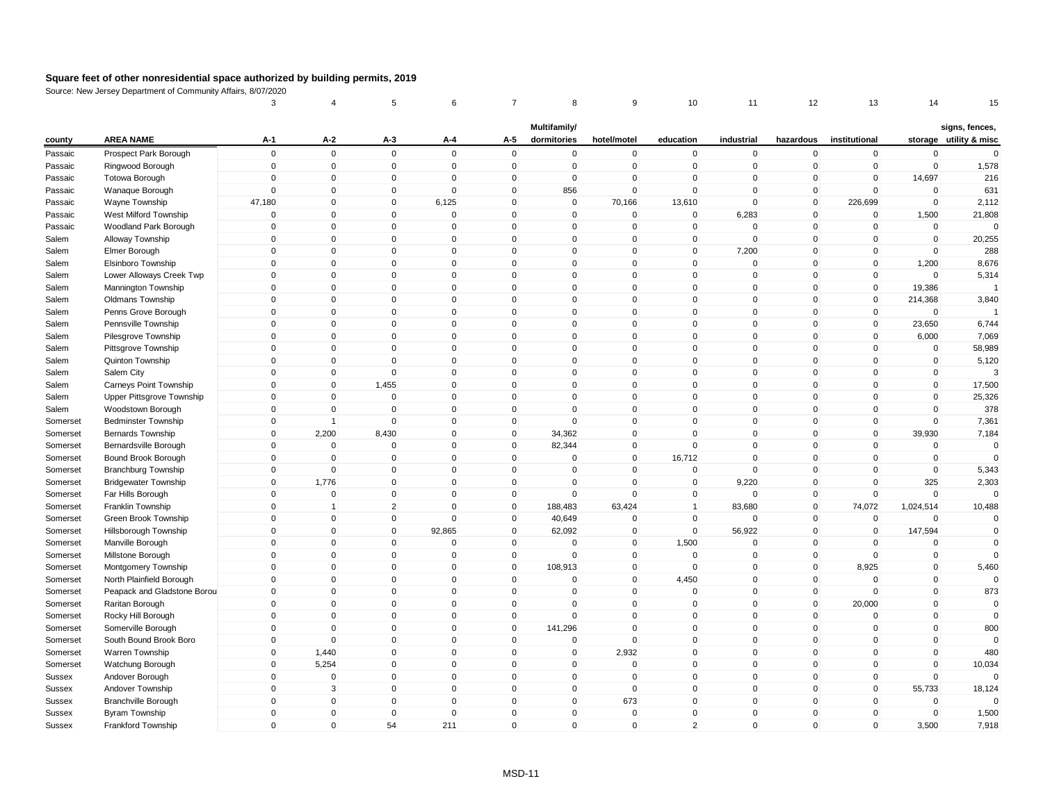# Square feet of other nonresidential space authorized by building permits, 2019

Source: New Jersey Department of Community Affairs, 8/07/2020

| | | 3 | 4 | 5 | 6 | 7 | 8 | 9 | 10 | 11 | 12 | 13 | 14 | 15 |
|---|---|---|---|---|---|---|---|---|---|---|---|---|---|---|
| county | AREA NAME | A-1 | A-2 | A-3 | A-4 | A-5 | Multifamily/ dormitories | hotel/motel | education | industrial | hazardous | institutional | storage | signs, fences, utility & misc |
| Passaic | Prospect Park Borough | 0 | 0 | 0 | 0 | 0 | 0 | 0 | 0 | 0 | 0 | 0 | 0 | 0 |
| Passaic | Ringwood Borough | 0 | 0 | 0 | 0 | 0 | 0 | 0 | 0 | 0 | 0 | 0 | 0 | 1,578 |
| Passaic | Totowa Borough | 0 | 0 | 0 | 0 | 0 | 0 | 0 | 0 | 0 | 0 | 0 | 14,697 | 216 |
| Passaic | Wanaque Borough | 0 | 0 | 0 | 0 | 0 | 856 | 0 | 0 | 0 | 0 | 0 | 0 | 631 |
| Passaic | Wayne Township | 47,180 | 0 | 0 | 6,125 | 0 | 0 | 70,166 | 13,610 | 0 | 0 | 226,699 | 0 | 2,112 |
| Passaic | West Milford Township | 0 | 0 | 0 | 0 | 0 | 0 | 0 | 0 | 6,283 | 0 | 0 | 1,500 | 21,808 |
| Passaic | Woodland Park Borough | 0 | 0 | 0 | 0 | 0 | 0 | 0 | 0 | 0 | 0 | 0 | 0 | 0 |
| Salem | Alloway Township | 0 | 0 | 0 | 0 | 0 | 0 | 0 | 0 | 0 | 0 | 0 | 0 | 20,255 |
| Salem | Elmer Borough | 0 | 0 | 0 | 0 | 0 | 0 | 0 | 0 | 7,200 | 0 | 0 | 0 | 288 |
| Salem | Elsinboro Township | 0 | 0 | 0 | 0 | 0 | 0 | 0 | 0 | 0 | 0 | 0 | 1,200 | 8,676 |
| Salem | Lower Alloways Creek Twp | 0 | 0 | 0 | 0 | 0 | 0 | 0 | 0 | 0 | 0 | 0 | 0 | 5,314 |
| Salem | Mannington Township | 0 | 0 | 0 | 0 | 0 | 0 | 0 | 0 | 0 | 0 | 0 | 19,386 | 1 |
| Salem | Oldmans Township | 0 | 0 | 0 | 0 | 0 | 0 | 0 | 0 | 0 | 0 | 0 | 214,368 | 3,840 |
| Salem | Penns Grove Borough | 0 | 0 | 0 | 0 | 0 | 0 | 0 | 0 | 0 | 0 | 0 | 0 | 1 |
| Salem | Pennsville Township | 0 | 0 | 0 | 0 | 0 | 0 | 0 | 0 | 0 | 0 | 0 | 23,650 | 6,744 |
| Salem | Pilesgrove Township | 0 | 0 | 0 | 0 | 0 | 0 | 0 | 0 | 0 | 0 | 0 | 6,000 | 7,069 |
| Salem | Pittsgrove Township | 0 | 0 | 0 | 0 | 0 | 0 | 0 | 0 | 0 | 0 | 0 | 0 | 58,989 |
| Salem | Quinton Township | 0 | 0 | 0 | 0 | 0 | 0 | 0 | 0 | 0 | 0 | 0 | 0 | 5,120 |
| Salem | Salem City | 0 | 0 | 0 | 0 | 0 | 0 | 0 | 0 | 0 | 0 | 0 | 0 | 3 |
| Salem | Carneys Point Township | 0 | 0 | 1,455 | 0 | 0 | 0 | 0 | 0 | 0 | 0 | 0 | 0 | 17,500 |
| Salem | Upper Pittsgrove Township | 0 | 0 | 0 | 0 | 0 | 0 | 0 | 0 | 0 | 0 | 0 | 0 | 25,326 |
| Salem | Woodstown Borough | 0 | 0 | 0 | 0 | 0 | 0 | 0 | 0 | 0 | 0 | 0 | 0 | 378 |
| Somerset | Bedminster Township | 0 | 1 | 0 | 0 | 0 | 0 | 0 | 0 | 0 | 0 | 0 | 0 | 7,361 |
| Somerset | Bernards Township | 0 | 2,200 | 8,430 | 0 | 0 | 34,362 | 0 | 0 | 0 | 0 | 0 | 39,930 | 7,184 |
| Somerset | Bernardsville Borough | 0 | 0 | 0 | 0 | 0 | 82,344 | 0 | 0 | 0 | 0 | 0 | 0 | 0 |
| Somerset | Bound Brook Borough | 0 | 0 | 0 | 0 | 0 | 0 | 0 | 16,712 | 0 | 0 | 0 | 0 | 0 |
| Somerset | Branchburg Township | 0 | 0 | 0 | 0 | 0 | 0 | 0 | 0 | 0 | 0 | 0 | 0 | 5,343 |
| Somerset | Bridgewater Township | 0 | 1,776 | 0 | 0 | 0 | 0 | 0 | 0 | 9,220 | 0 | 0 | 325 | 2,303 |
| Somerset | Far Hills Borough | 0 | 0 | 0 | 0 | 0 | 0 | 0 | 0 | 0 | 0 | 0 | 0 | 0 |
| Somerset | Franklin Township | 0 | 1 | 2 | 0 | 0 | 188,483 | 63,424 | 1 | 83,680 | 0 | 74,072 | 1,024,514 | 10,488 |
| Somerset | Green Brook Township | 0 | 0 | 0 | 0 | 0 | 40,649 | 0 | 0 | 0 | 0 | 0 | 0 | 0 |
| Somerset | Hillsborough Township | 0 | 0 | 0 | 92,865 | 0 | 62,092 | 0 | 0 | 56,922 | 0 | 0 | 147,594 | 0 |
| Somerset | Manville Borough | 0 | 0 | 0 | 0 | 0 | 0 | 0 | 1,500 | 0 | 0 | 0 | 0 | 0 |
| Somerset | Millstone Borough | 0 | 0 | 0 | 0 | 0 | 0 | 0 | 0 | 0 | 0 | 0 | 0 | 0 |
| Somerset | Montgomery Township | 0 | 0 | 0 | 0 | 0 | 108,913 | 0 | 0 | 0 | 0 | 8,925 | 0 | 5,460 |
| Somerset | North Plainfield Borough | 0 | 0 | 0 | 0 | 0 | 0 | 0 | 4,450 | 0 | 0 | 0 | 0 | 0 |
| Somerset | Peapack and Gladstone Borou | 0 | 0 | 0 | 0 | 0 | 0 | 0 | 0 | 0 | 0 | 0 | 0 | 873 |
| Somerset | Raritan Borough | 0 | 0 | 0 | 0 | 0 | 0 | 0 | 0 | 0 | 0 | 20,000 | 0 | 0 |
| Somerset | Rocky Hill Borough | 0 | 0 | 0 | 0 | 0 | 0 | 0 | 0 | 0 | 0 | 0 | 0 | 0 |
| Somerset | Somerville Borough | 0 | 0 | 0 | 0 | 0 | 141,296 | 0 | 0 | 0 | 0 | 0 | 0 | 800 |
| Somerset | South Bound Brook Boro | 0 | 0 | 0 | 0 | 0 | 0 | 0 | 0 | 0 | 0 | 0 | 0 | 0 |
| Somerset | Warren Township | 0 | 1,440 | 0 | 0 | 0 | 0 | 2,932 | 0 | 0 | 0 | 0 | 0 | 480 |
| Somerset | Watchung Borough | 0 | 5,254 | 0 | 0 | 0 | 0 | 0 | 0 | 0 | 0 | 0 | 0 | 10,034 |
| Sussex | Andover Borough | 0 | 0 | 0 | 0 | 0 | 0 | 0 | 0 | 0 | 0 | 0 | 0 | 0 |
| Sussex | Andover Township | 0 | 3 | 0 | 0 | 0 | 0 | 0 | 0 | 0 | 0 | 0 | 55,733 | 18,124 |
| Sussex | Branchville Borough | 0 | 0 | 0 | 0 | 0 | 0 | 673 | 0 | 0 | 0 | 0 | 0 | 0 |
| Sussex | Byram Township | 0 | 0 | 0 | 0 | 0 | 0 | 0 | 0 | 0 | 0 | 0 | 0 | 1,500 |
| Sussex | Frankford Township | 0 | 0 | 54 | 211 | 0 | 0 | 0 | 2 | 0 | 0 | 0 | 3,500 | 7,918 |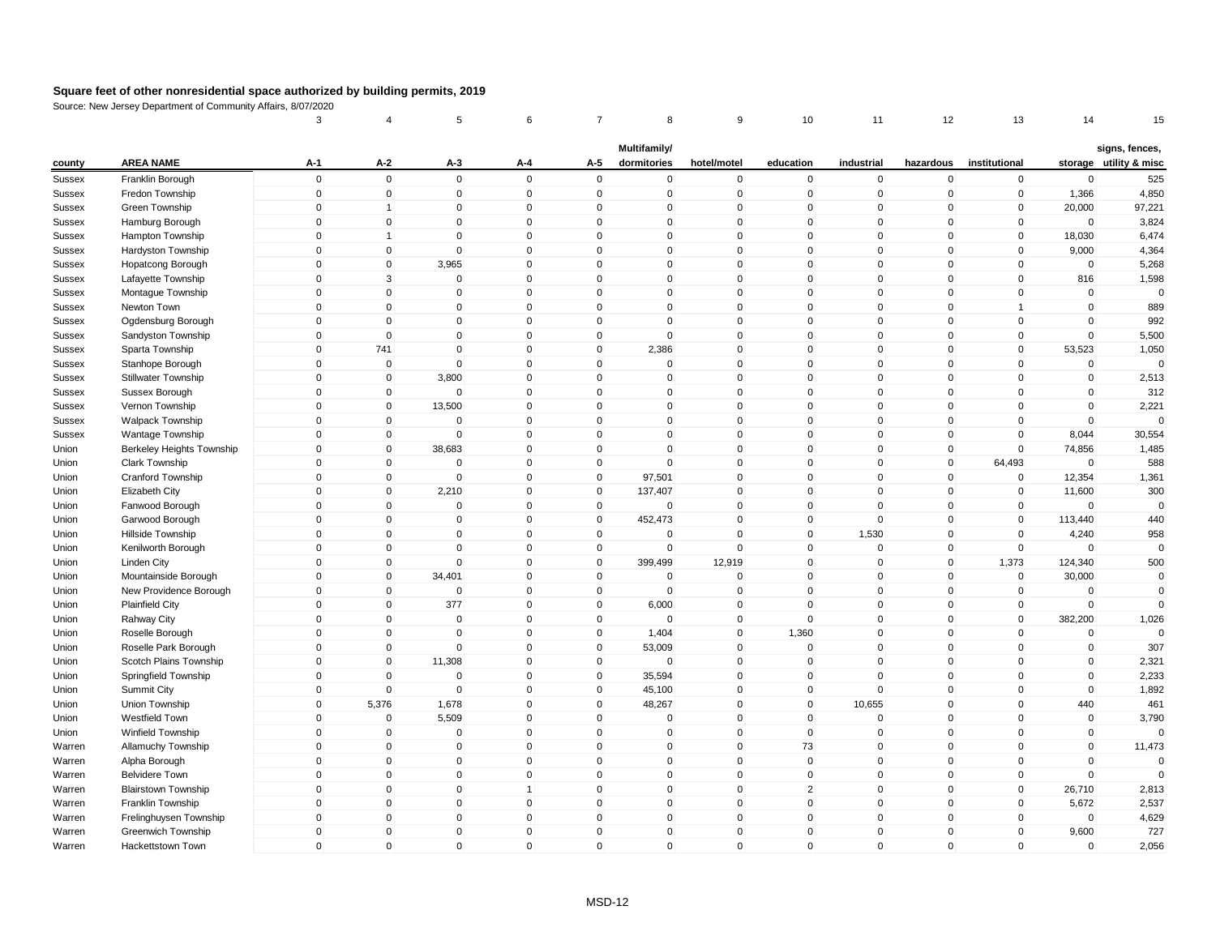# Square feet of other nonresidential space authorized by building permits, 2019

Source: New Jersey Department of Community Affairs, 8/07/2020

| | | 3 | 4 | 5 | 6 | 7 | 8 | 9 | 10 | 11 | 12 | 13 | 14 | 15 |
|---|---|---|---|---|---|---|---|---|---|---|---|---|---|---|
| county | AREA NAME | A-1 | A-2 | A-3 | A-4 | A-5 | Multifamily/ dormitories | hotel/motel | education | industrial | hazardous | institutional | storage | signs, fences, utility & misc |
| Sussex | Franklin Borough | 0 | 0 | 0 | 0 | 0 | 0 | 0 | 0 | 0 | 0 | 0 | 0 | 525 |
| Sussex | Fredon Township | 0 | 0 | 0 | 0 | 0 | 0 | 0 | 0 | 0 | 0 | 0 | 1,366 | 4,850 |
| Sussex | Green Township | 0 | 1 | 0 | 0 | 0 | 0 | 0 | 0 | 0 | 0 | 0 | 20,000 | 97,221 |
| Sussex | Hamburg Borough | 0 | 0 | 0 | 0 | 0 | 0 | 0 | 0 | 0 | 0 | 0 | 0 | 3,824 |
| Sussex | Hampton Township | 0 | 1 | 0 | 0 | 0 | 0 | 0 | 0 | 0 | 0 | 0 | 18,030 | 6,474 |
| Sussex | Hardyston Township | 0 | 0 | 0 | 0 | 0 | 0 | 0 | 0 | 0 | 0 | 0 | 9,000 | 4,364 |
| Sussex | Hopatcong Borough | 0 | 0 | 3,965 | 0 | 0 | 0 | 0 | 0 | 0 | 0 | 0 | 0 | 5,268 |
| Sussex | Lafayette Township | 0 | 3 | 0 | 0 | 0 | 0 | 0 | 0 | 0 | 0 | 0 | 816 | 1,598 |
| Sussex | Montague Township | 0 | 0 | 0 | 0 | 0 | 0 | 0 | 0 | 0 | 0 | 0 | 0 | 0 |
| Sussex | Newton Town | 0 | 0 | 0 | 0 | 0 | 0 | 0 | 0 | 0 | 0 | 1 | 0 | 889 |
| Sussex | Ogdensburg Borough | 0 | 0 | 0 | 0 | 0 | 0 | 0 | 0 | 0 | 0 | 0 | 0 | 992 |
| Sussex | Sandyston Township | 0 | 0 | 0 | 0 | 0 | 0 | 0 | 0 | 0 | 0 | 0 | 0 | 5,500 |
| Sussex | Sparta Township | 0 | 741 | 0 | 0 | 0 | 2,386 | 0 | 0 | 0 | 0 | 0 | 53,523 | 1,050 |
| Sussex | Stanhope Borough | 0 | 0 | 0 | 0 | 0 | 0 | 0 | 0 | 0 | 0 | 0 | 0 | 0 |
| Sussex | Stillwater Township | 0 | 0 | 3,800 | 0 | 0 | 0 | 0 | 0 | 0 | 0 | 0 | 0 | 2,513 |
| Sussex | Sussex Borough | 0 | 0 | 0 | 0 | 0 | 0 | 0 | 0 | 0 | 0 | 0 | 0 | 312 |
| Sussex | Vernon Township | 0 | 0 | 13,500 | 0 | 0 | 0 | 0 | 0 | 0 | 0 | 0 | 0 | 2,221 |
| Sussex | Walpack Township | 0 | 0 | 0 | 0 | 0 | 0 | 0 | 0 | 0 | 0 | 0 | 0 | 0 |
| Sussex | Wantage Township | 0 | 0 | 0 | 0 | 0 | 0 | 0 | 0 | 0 | 0 | 0 | 8,044 | 30,554 |
| Union | Berkeley Heights Township | 0 | 0 | 38,683 | 0 | 0 | 0 | 0 | 0 | 0 | 0 | 0 | 74,856 | 1,485 |
| Union | Clark Township | 0 | 0 | 0 | 0 | 0 | 0 | 0 | 0 | 0 | 0 | 64,493 | 0 | 588 |
| Union | Cranford Township | 0 | 0 | 0 | 0 | 0 | 97,501 | 0 | 0 | 0 | 0 | 0 | 12,354 | 1,361 |
| Union | Elizabeth City | 0 | 0 | 2,210 | 0 | 0 | 137,407 | 0 | 0 | 0 | 0 | 0 | 11,600 | 300 |
| Union | Fanwood Borough | 0 | 0 | 0 | 0 | 0 | 0 | 0 | 0 | 0 | 0 | 0 | 0 | 0 |
| Union | Garwood Borough | 0 | 0 | 0 | 0 | 0 | 452,473 | 0 | 0 | 0 | 0 | 0 | 113,440 | 440 |
| Union | Hillside Township | 0 | 0 | 0 | 0 | 0 | 0 | 0 | 0 | 1,530 | 0 | 0 | 4,240 | 958 |
| Union | Kenilworth Borough | 0 | 0 | 0 | 0 | 0 | 0 | 0 | 0 | 0 | 0 | 0 | 0 | 0 |
| Union | Linden City | 0 | 0 | 0 | 0 | 0 | 399,499 | 12,919 | 0 | 0 | 0 | 1,373 | 124,340 | 500 |
| Union | Mountainside Borough | 0 | 0 | 34,401 | 0 | 0 | 0 | 0 | 0 | 0 | 0 | 0 | 30,000 | 0 |
| Union | New Providence Borough | 0 | 0 | 0 | 0 | 0 | 0 | 0 | 0 | 0 | 0 | 0 | 0 | 0 |
| Union | Plainfield City | 0 | 0 | 377 | 0 | 0 | 6,000 | 0 | 0 | 0 | 0 | 0 | 0 | 0 |
| Union | Rahway City | 0 | 0 | 0 | 0 | 0 | 0 | 0 | 0 | 0 | 0 | 0 | 382,200 | 1,026 |
| Union | Roselle Borough | 0 | 0 | 0 | 0 | 0 | 1,404 | 0 | 1,360 | 0 | 0 | 0 | 0 | 0 |
| Union | Roselle Park Borough | 0 | 0 | 0 | 0 | 0 | 53,009 | 0 | 0 | 0 | 0 | 0 | 0 | 307 |
| Union | Scotch Plains Township | 0 | 0 | 11,308 | 0 | 0 | 0 | 0 | 0 | 0 | 0 | 0 | 0 | 2,321 |
| Union | Springfield Township | 0 | 0 | 0 | 0 | 0 | 35,594 | 0 | 0 | 0 | 0 | 0 | 0 | 2,233 |
| Union | Summit City | 0 | 0 | 0 | 0 | 0 | 45,100 | 0 | 0 | 0 | 0 | 0 | 0 | 1,892 |
| Union | Union Township | 0 | 5,376 | 1,678 | 0 | 0 | 48,267 | 0 | 0 | 10,655 | 0 | 0 | 440 | 461 |
| Union | Westfield Town | 0 | 0 | 5,509 | 0 | 0 | 0 | 0 | 0 | 0 | 0 | 0 | 0 | 3,790 |
| Union | Winfield Township | 0 | 0 | 0 | 0 | 0 | 0 | 0 | 0 | 0 | 0 | 0 | 0 | 0 |
| Warren | Allamuchy Township | 0 | 0 | 0 | 0 | 0 | 0 | 0 | 73 | 0 | 0 | 0 | 0 | 11,473 |
| Warren | Alpha Borough | 0 | 0 | 0 | 0 | 0 | 0 | 0 | 0 | 0 | 0 | 0 | 0 | 0 |
| Warren | Belvidere Town | 0 | 0 | 0 | 0 | 0 | 0 | 0 | 0 | 0 | 0 | 0 | 0 | 0 |
| Warren | Blairstown Township | 0 | 0 | 0 | 1 | 0 | 0 | 0 | 2 | 0 | 0 | 0 | 26,710 | 2,813 |
| Warren | Franklin Township | 0 | 0 | 0 | 0 | 0 | 0 | 0 | 0 | 0 | 0 | 0 | 5,672 | 2,537 |
| Warren | Frelinghuysen Township | 0 | 0 | 0 | 0 | 0 | 0 | 0 | 0 | 0 | 0 | 0 | 0 | 4,629 |
| Warren | Greenwich Township | 0 | 0 | 0 | 0 | 0 | 0 | 0 | 0 | 0 | 0 | 0 | 9,600 | 727 |
| Warren | Hackettstown Town | 0 | 0 | 0 | 0 | 0 | 0 | 0 | 0 | 0 | 0 | 0 | 0 | 2,056 |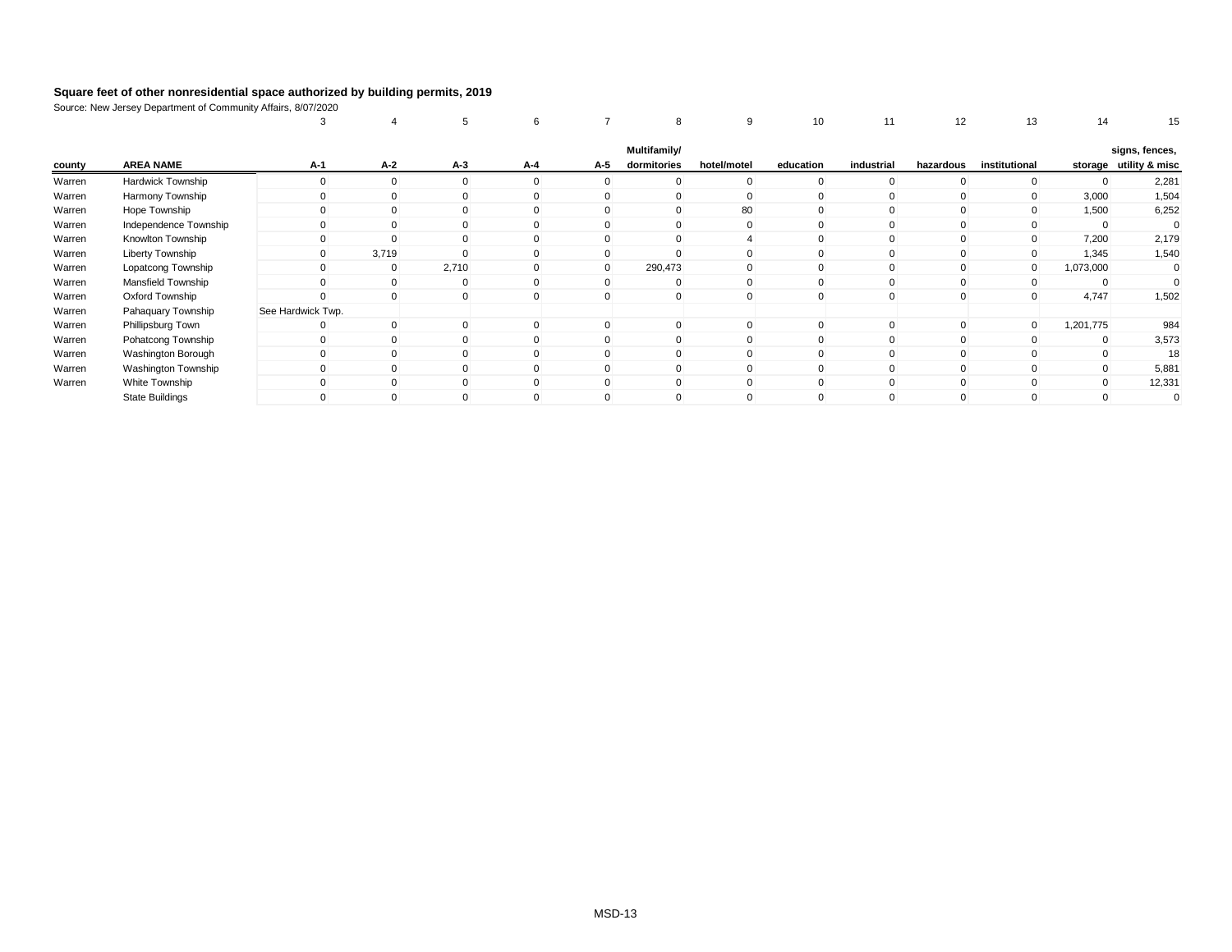## Square feet of other nonresidential space authorized by building permits, 2019

Source: New Jersey Department of Community Affairs, 8/07/2020

| | | 3 | 4 | 5 | 6 | 7 | 8 | 9 | 10 | 11 | 12 | 13 | 14 | 15 |
|---|---|---|---|---|---|---|---|---|---|---|---|---|---|---|
| county | AREA NAME | A-1 | A-2 | A-3 | A-4 | A-5 | Multifamily/ dormitories | hotel/motel | education | industrial | hazardous | institutional | storage | signs, fences, utility & misc |
| Warren | Hardwick Township | 0 | 0 | 0 | 0 | 0 | 0 | 0 | 0 | 0 | 0 | 0 | 0 | 2,281 |
| Warren | Harmony Township | 0 | 0 | 0 | 0 | 0 | 0 | 0 | 0 | 0 | 0 | 0 | 3,000 | 1,504 |
| Warren | Hope Township | 0 | 0 | 0 | 0 | 0 | 0 | 80 | 0 | 0 | 0 | 0 | 1,500 | 6,252 |
| Warren | Independence Township | 0 | 0 | 0 | 0 | 0 | 0 | 0 | 0 | 0 | 0 | 0 | 0 | 0 |
| Warren | Knowlton Township | 0 | 0 | 0 | 0 | 0 | 0 | 4 | 0 | 0 | 0 | 0 | 7,200 | 2,179 |
| Warren | Liberty Township | 0 | 3,719 | 0 | 0 | 0 | 0 | 0 | 0 | 0 | 0 | 0 | 1,345 | 1,540 |
| Warren | Lopatcong Township | 0 | 0 | 2,710 | 0 | 0 | 290,473 | 0 | 0 | 0 | 0 | 0 | 1,073,000 | 0 |
| Warren | Mansfield Township | 0 | 0 | 0 | 0 | 0 | 0 | 0 | 0 | 0 | 0 | 0 | 0 | 0 |
| Warren | Oxford Township | 0 | 0 | 0 | 0 | 0 | 0 | 0 | 0 | 0 | 0 | 0 | 4,747 | 1,502 |
| Warren | Pahaquary Township | See Hardwick Twp. | | | | | | | | | | | | |
| Warren | Phillipsburg Town | 0 | 0 | 0 | 0 | 0 | 0 | 0 | 0 | 0 | 0 | 0 | 1,201,775 | 984 |
| Warren | Pohatcong Township | 0 | 0 | 0 | 0 | 0 | 0 | 0 | 0 | 0 | 0 | 0 | 0 | 3,573 |
| Warren | Washington Borough | 0 | 0 | 0 | 0 | 0 | 0 | 0 | 0 | 0 | 0 | 0 | 0 | 18 |
| Warren | Washington Township | 0 | 0 | 0 | 0 | 0 | 0 | 0 | 0 | 0 | 0 | 0 | 0 | 5,881 |
| Warren | White Township | 0 | 0 | 0 | 0 | 0 | 0 | 0 | 0 | 0 | 0 | 0 | 0 | 12,331 |
| | State Buildings | 0 | 0 | 0 | 0 | 0 | 0 | 0 | 0 | 0 | 0 | 0 | 0 | 0 |

MSD-13